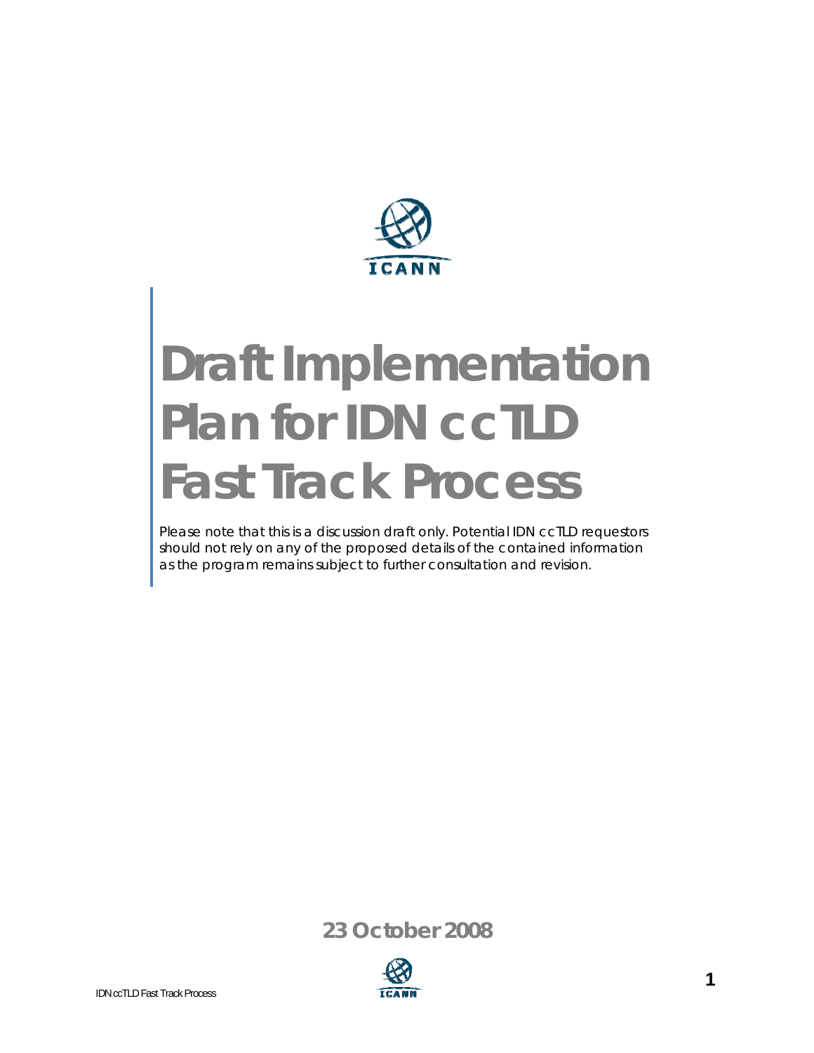# Draft Implementation Plan for IDN ccTLD Fast Track Process

*Please note that this is a discussion draft only. Potential IDN ccTLD requestors should not rely on any of the proposed details of the contained information as the program remains subject to further consultation and revision.*

**23 October 2008**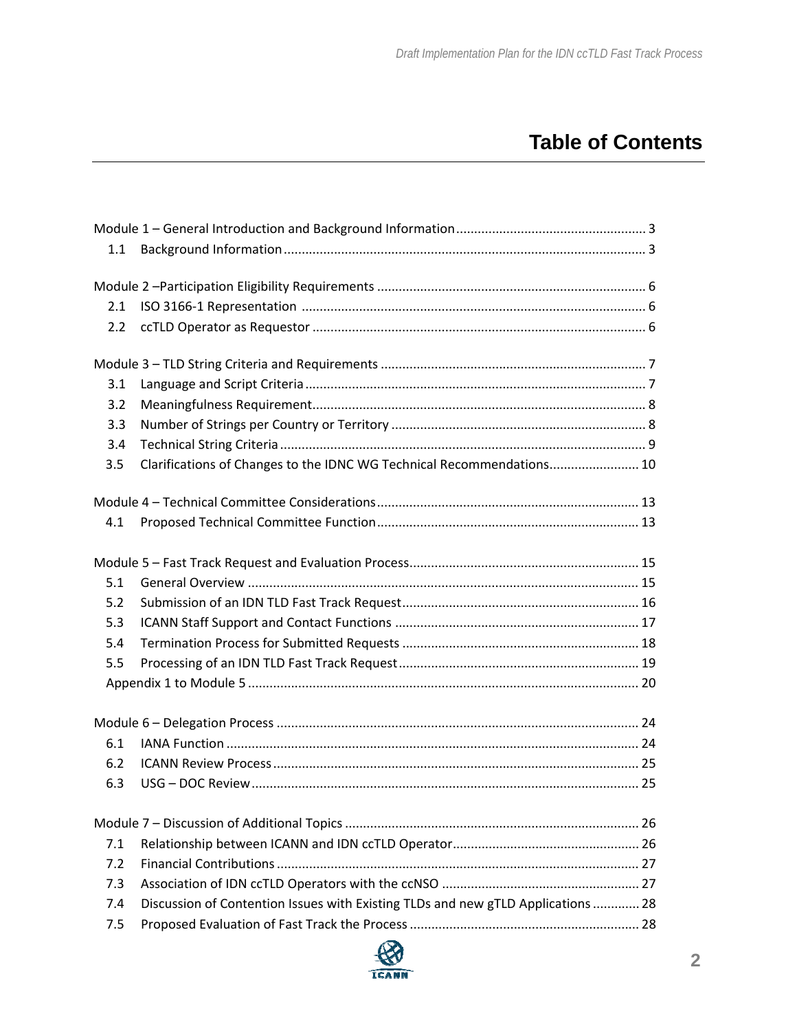# Table of Contents

Module 1 – General Introduction and Background Information ..... 3
- 1.1 Background Information ..... 3

Module 2 –Participation Eligibility Requirements ..... 6
- 2.1 ISO 3166-1 Representation ..... 6
- 2.2 ccTLD Operator as Requestor ..... 6

Module 3 – TLD String Criteria and Requirements ..... 7
- 3.1 Language and Script Criteria ..... 7
- 3.2 Meaningfulness Requirement ..... 8
- 3.3 Number of Strings per Country or Territory ..... 8
- 3.4 Technical String Criteria ..... 9
- 3.5 Clarifications of Changes to the IDNC WG Technical Recommendations ..... 10

Module 4 – Technical Committee Considerations ..... 13
- 4.1 Proposed Technical Committee Function ..... 13

Module 5 – Fast Track Request and Evaluation Process ..... 15
- 5.1 General Overview ..... 15
- 5.2 Submission of an IDN TLD Fast Track Request ..... 16
- 5.3 ICANN Staff Support and Contact Functions ..... 17
- 5.4 Termination Process for Submitted Requests ..... 18
- 5.5 Processing of an IDN TLD Fast Track Request ..... 19
- Appendix 1 to Module 5 ..... 20

Module 6 – Delegation Process ..... 24
- 6.1 IANA Function ..... 24
- 6.2 ICANN Review Process ..... 25
- 6.3 USG – DOC Review ..... 25

Module 7 – Discussion of Additional Topics ..... 26
- 7.1 Relationship between ICANN and IDN ccTLD Operator ..... 26
- 7.2 Financial Contributions ..... 27
- 7.3 Association of IDN ccTLD Operators with the ccNSO ..... 27
- 7.4 Discussion of Contention Issues with Existing TLDs and new gTLD Applications ..... 28
- 7.5 Proposed Evaluation of Fast Track the Process ..... 28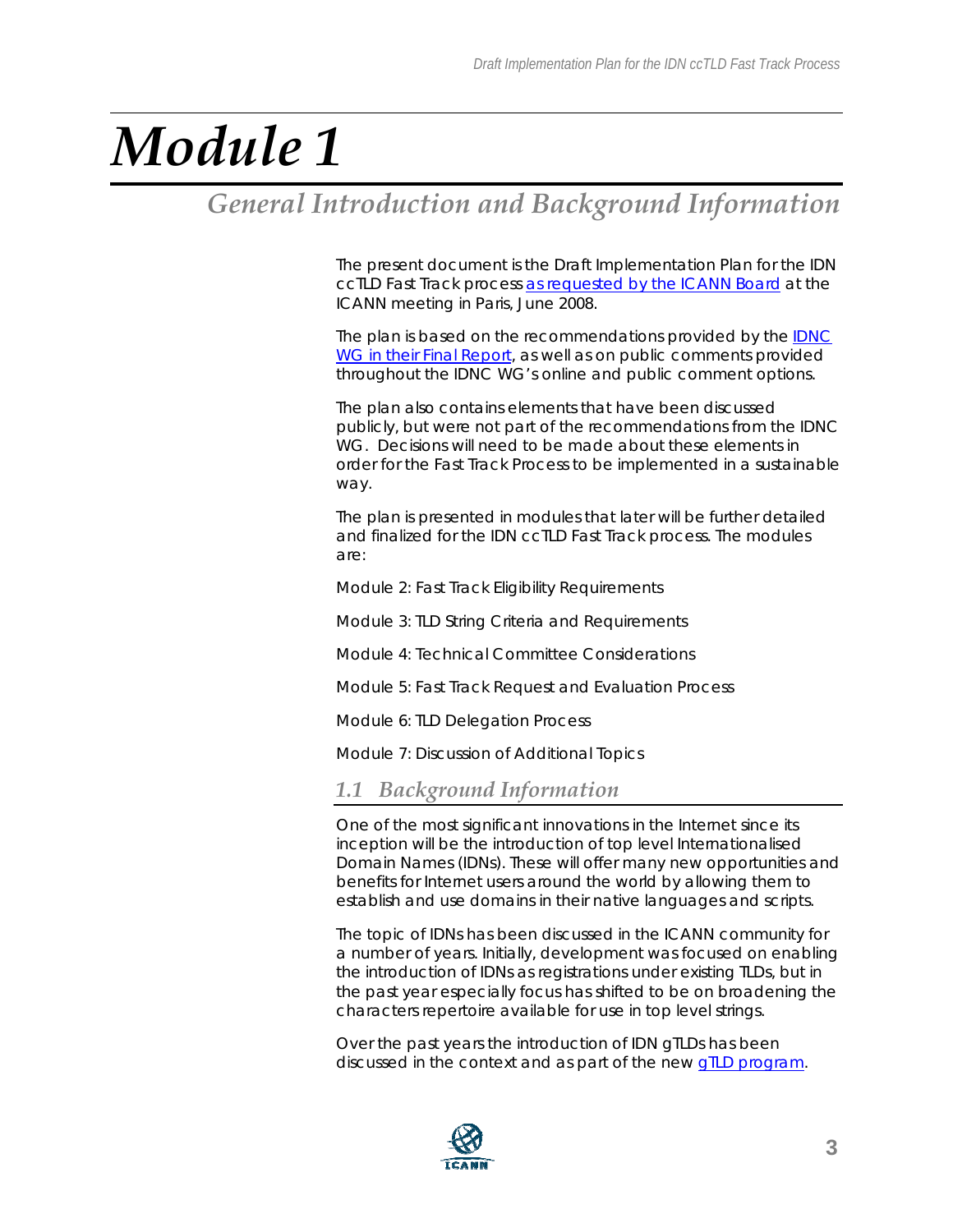# Module 1

## General Introduction and Background Information

The present document is the Draft Implementation Plan for the IDN ccTLD Fast Track process as requested by the ICANN Board at the ICANN meeting in Paris, June 2008.

The plan is based on the recommendations provided by the IDNC WG in their Final Report, as well as on public comments provided throughout the IDNC WG's online and public comment options.

The plan also contains elements that have been discussed publicly, but were not part of the recommendations from the IDNC WG. Decisions will need to be made about these elements in order for the Fast Track Process to be implemented in a sustainable way.

The plan is presented in modules that later will be further detailed and finalized for the IDN ccTLD Fast Track process. The modules are:

Module 2: Fast Track Eligibility Requirements

Module 3: TLD String Criteria and Requirements

Module 4: Technical Committee Considerations

Module 5: Fast Track Request and Evaluation Process

Module 6: TLD Delegation Process

Module 7: Discussion of Additional Topics

### 1.1 Background Information

One of the most significant innovations in the Internet since its inception will be the introduction of top level Internationalised Domain Names (IDNs). These will offer many new opportunities and benefits for Internet users around the world by allowing them to establish and use domains in their native languages and scripts.

The topic of IDNs has been discussed in the ICANN community for a number of years. Initially, development was focused on enabling the introduction of IDNs as registrations under existing TLDs, but in the past year especially focus has shifted to be on broadening the characters repertoire available for use in top level strings.

Over the past years the introduction of IDN gTLDs has been discussed in the context and as part of the new gTLD program.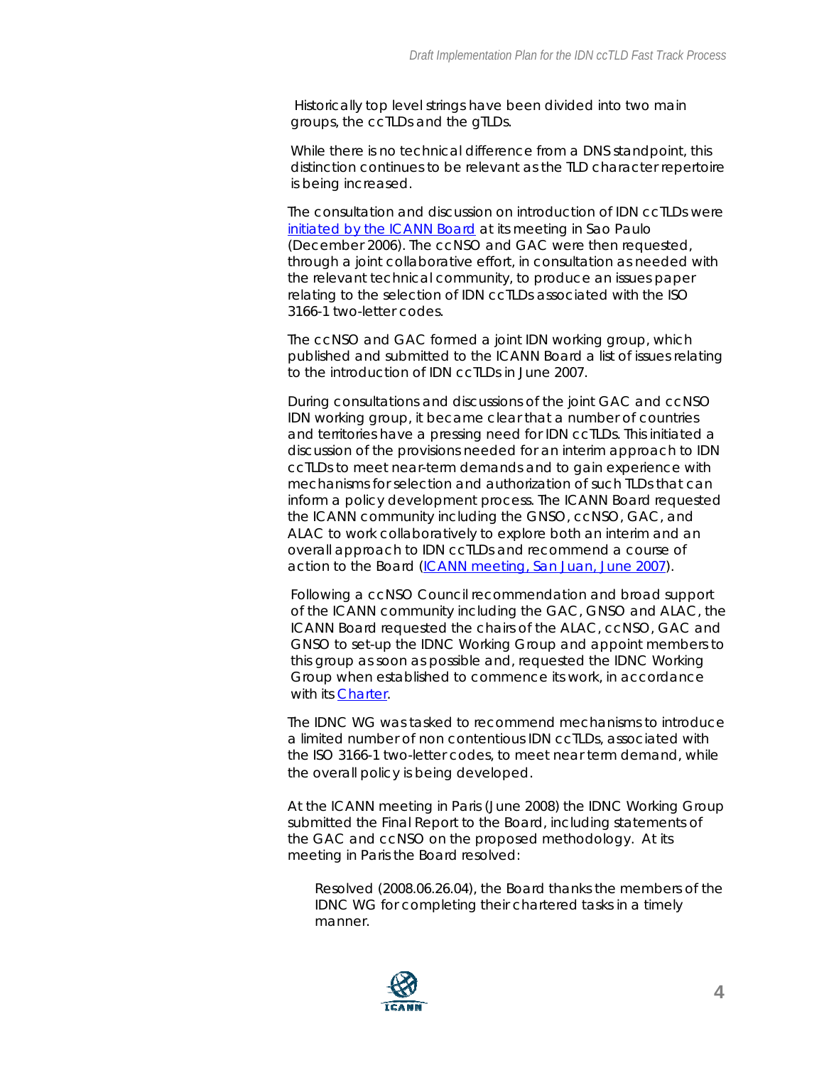Historically top level strings have been divided into two main groups, the ccTLDs and the gTLDs.

While there is no technical difference from a DNS standpoint, this distinction continues to be relevant as the TLD character repertoire is being increased.

The consultation and discussion on introduction of IDN ccTLDs were initiated by the ICANN Board at its meeting in Sao Paulo (December 2006). The ccNSO and GAC were then requested, through a joint collaborative effort, in consultation as needed with the relevant technical community, to produce an issues paper relating to the selection of IDN ccTLDs associated with the ISO 3166-1 two-letter codes.

The ccNSO and GAC formed a joint IDN working group, which published and submitted to the ICANN Board a list of issues relating to the introduction of IDN ccTLDs in June 2007.

During consultations and discussions of the joint GAC and ccNSO IDN working group, it became clear that a number of countries and territories have a pressing need for IDN ccTLDs. This initiated a discussion of the provisions needed for an interim approach to IDN ccTLDs to meet near-term demands and to gain experience with mechanisms for selection and authorization of such TLDs that can inform a policy development process. The ICANN Board requested the ICANN community including the GNSO, ccNSO, GAC, and ALAC to work collaboratively to explore both an interim and an overall approach to IDN ccTLDs and recommend a course of action to the Board (ICANN meeting, San Juan, June 2007).

Following a ccNSO Council recommendation and broad support of the ICANN community including the GAC, GNSO and ALAC, the ICANN Board requested the chairs of the ALAC, ccNSO, GAC and GNSO to set-up the IDNC Working Group and appoint members to this group as soon as possible and, requested the IDNC Working Group when established to commence its work, in accordance with its Charter.

The IDNC WG was tasked to recommend mechanisms to introduce a limited number of non contentious IDN ccTLDs, associated with the ISO 3166-1 two-letter codes, to meet near term demand, while the overall policy is being developed.

At the ICANN meeting in Paris (June 2008) the IDNC Working Group submitted the Final Report to the Board, including statements of the GAC and ccNSO on the proposed methodology. At its meeting in Paris the Board resolved:

> Resolved (2008.06.26.04), the Board thanks the members of the IDNC WG for completing their chartered tasks in a timely manner.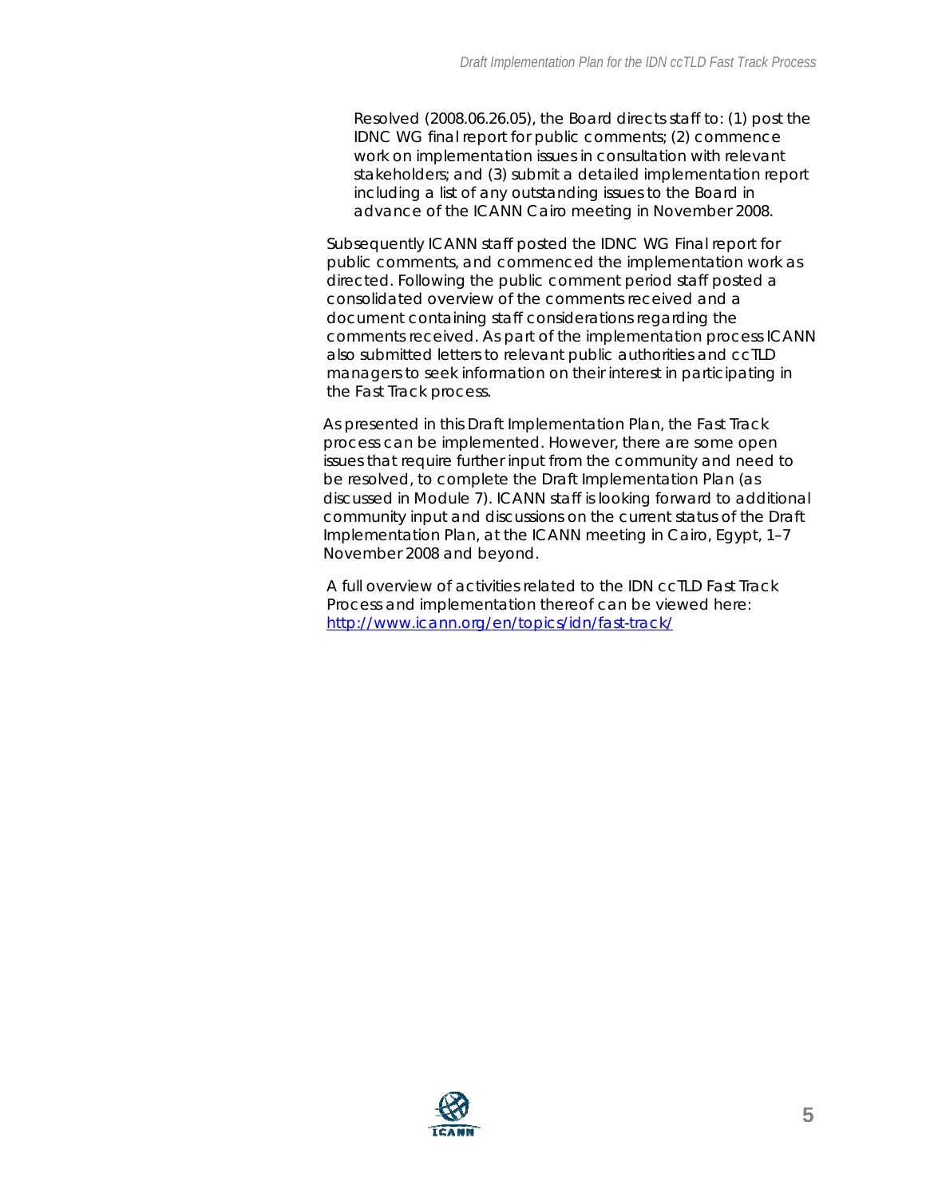> Resolved (2008.06.26.05), the Board directs staff to: (1) post the IDNC WG final report for public comments; (2) commence work on implementation issues in consultation with relevant stakeholders; and (3) submit a detailed implementation report including a list of any outstanding issues to the Board in advance of the ICANN Cairo meeting in November 2008.

Subsequently ICANN staff posted the IDNC WG Final report for public comments, and commenced the implementation work as directed. Following the public comment period staff posted a consolidated overview of the comments received and a document containing staff considerations regarding the comments received. As part of the implementation process ICANN also submitted letters to relevant public authorities and ccTLD managers to seek information on their interest in participating in the Fast Track process.

As presented in this Draft Implementation Plan, the Fast Track process can be implemented. However, there are some open issues that require further input from the community and need to be resolved, to complete the Draft Implementation Plan (as discussed in Module 7). ICANN staff is looking forward to additional community input and discussions on the current status of the Draft Implementation Plan, at the ICANN meeting in Cairo, Egypt, 1–7 November 2008 and beyond.

A full overview of activities related to the IDN ccTLD Fast Track Process and implementation thereof can be viewed here: [http://www.icann.org/en/topics/idn/fast-track/](http://www.icann.org/en/topics/idn/fast-track/)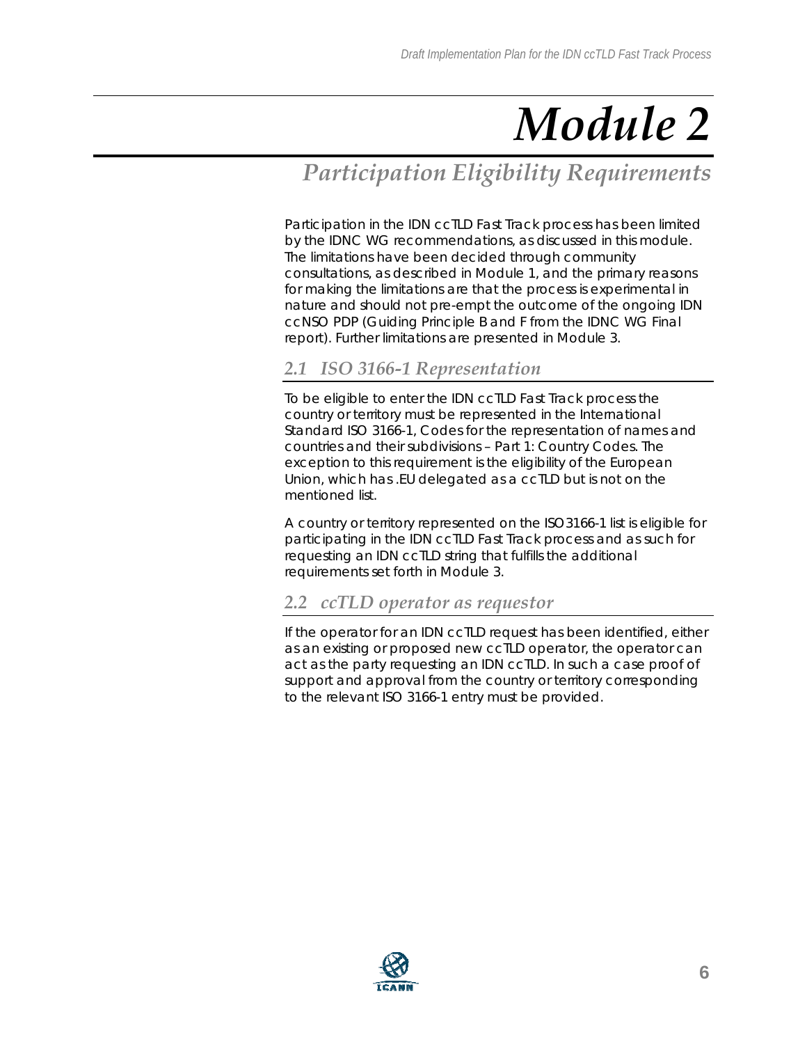# Module 2

## Participation Eligibility Requirements

Participation in the IDN ccTLD Fast Track process has been limited by the IDNC WG recommendations, as discussed in this module. The limitations have been decided through community consultations, as described in Module 1, and the primary reasons for making the limitations are that the process is experimental in nature and should not pre-empt the outcome of the ongoing IDN ccNSO PDP (Guiding Principle B and F from the IDNC WG Final report). Further limitations are presented in Module 3.

### 2.1 ISO 3166-1 Representation

To be eligible to enter the IDN ccTLD Fast Track process the country or territory must be represented in the International Standard ISO 3166-1, Codes for the representation of names and countries and their subdivisions – Part 1: Country Codes. The exception to this requirement is the eligibility of the European Union, which has .EU delegated as a ccTLD but is not on the mentioned list.

A country or territory represented on the ISO3166-1 list is eligible for participating in the IDN ccTLD Fast Track process and as such for requesting an IDN ccTLD string that fulfills the additional requirements set forth in Module 3.

### 2.2 ccTLD operator as requestor

If the operator for an IDN ccTLD request has been identified, either as an existing or proposed new ccTLD operator, the operator can act as the party requesting an IDN ccTLD. In such a case proof of support and approval from the country or territory corresponding to the relevant ISO 3166-1 entry must be provided.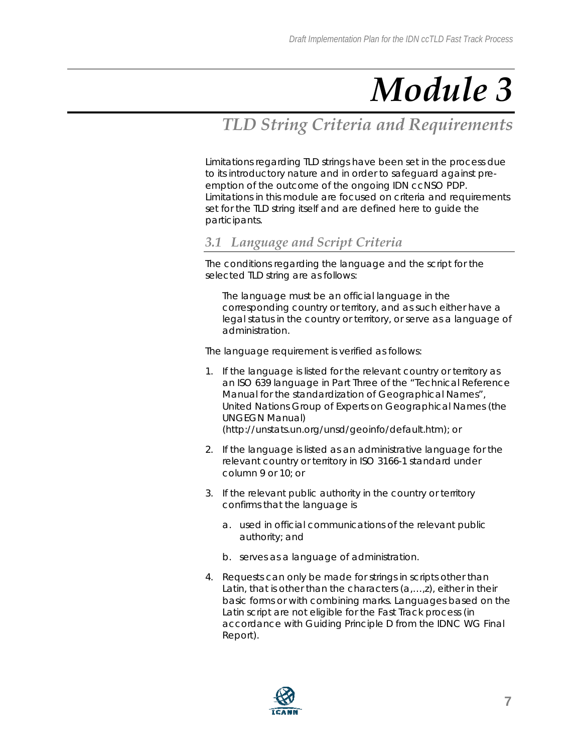# Module 3

## TLD String Criteria and Requirements

Limitations regarding TLD strings have been set in the process due to its introductory nature and in order to safeguard against pre-emption of the outcome of the ongoing IDN ccNSO PDP. Limitations in this module are focused on criteria and requirements set for the TLD string itself and are defined here to guide the participants.

### 3.1 Language and Script Criteria

The conditions regarding the language and the script for the selected TLD string are as follows:

> The language must be an official language in the corresponding country or territory, and as such either have a legal status in the country or territory, or serve as a language of administration.

The language requirement is verified as follows:

1. If the language is listed for the relevant country or territory as an ISO 639 language in Part Three of the "Technical Reference Manual for the standardization of Geographical Names", United Nations Group of Experts on Geographical Names (the UNGEGN Manual) (http://unstats.un.org/unsd/geoinfo/default.htm); or

2. If the language is listed as an administrative language for the relevant country or territory in ISO 3166-1 standard under column 9 or 10; or

3. If the relevant public authority in the country or territory confirms that the language is
   a. used in official communications of the relevant public authority; and
   b. serves as a language of administration.

4. Requests can only be made for strings in scripts other than Latin, that is other than the characters (a,…,z), either in their basic forms or with combining marks. Languages based on the Latin script are not eligible for the Fast Track process (in accordance with Guiding Principle D from the IDNC WG Final Report).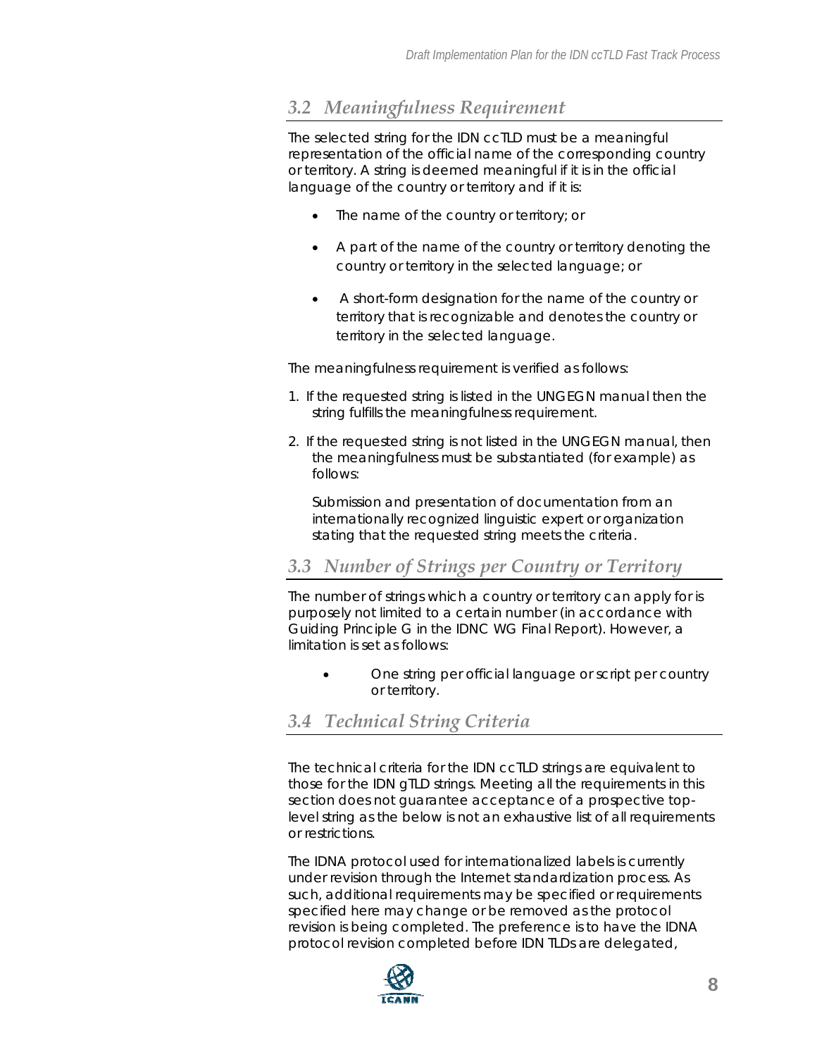## 3.2 Meaningfulness Requirement

The selected string for the IDN ccTLD must be a meaningful representation of the official name of the corresponding country or territory. A string is deemed meaningful if it is in the official language of the country or territory and if it is:

- The name of the country or territory; or
- A part of the name of the country or territory denoting the country or territory in the selected language; or
- A short-form designation for the name of the country or territory that is recognizable and denotes the country or territory in the selected language.

The meaningfulness requirement is verified as follows:

1. If the requested string is listed in the UNGEGN manual then the string fulfills the meaningfulness requirement.
2. If the requested string is not listed in the UNGEGN manual, then the meaningfulness must be substantiated (for example) as follows:

   Submission and presentation of documentation from an internationally recognized linguistic expert or organization stating that the requested string meets the criteria.

## 3.3 Number of Strings per Country or Territory

The number of strings which a country or territory can apply for is purposely not limited to a certain number (in accordance with Guiding Principle G in the IDNC WG Final Report). However, a limitation is set as follows:

- One string per official language or script per country or territory.

## 3.4 Technical String Criteria

The technical criteria for the IDN ccTLD strings are equivalent to those for the IDN gTLD strings. Meeting all the requirements in this section does not guarantee acceptance of a prospective top-level string as the below is not an exhaustive list of all requirements or restrictions.

The IDNA protocol used for internationalized labels is currently under revision through the Internet standardization process. As such, additional requirements may be specified or requirements specified here may change or be removed as the protocol revision is being completed. The preference is to have the IDNA protocol revision completed before IDN TLDs are delegated,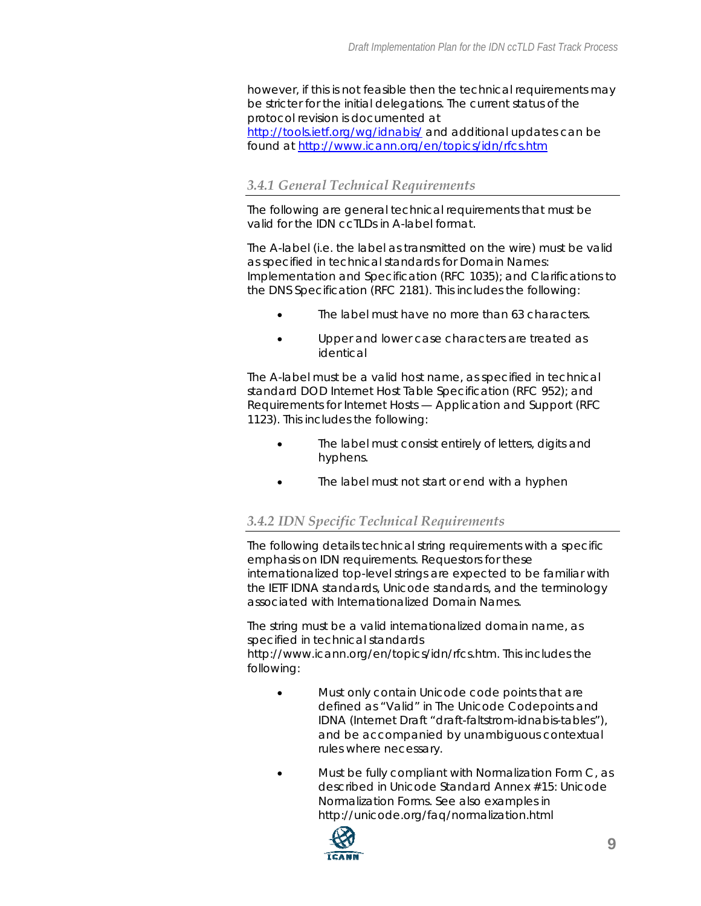however, if this is not feasible then the technical requirements may be stricter for the initial delegations. The current status of the protocol revision is documented at http://tools.ietf.org/wg/idnabis/ and additional updates can be found at http://www.icann.org/en/topics/idn/rfcs.htm

### *3.4.1 General Technical Requirements*

The following are general technical requirements that must be valid for the IDN ccTLDs in A-label format.

The A-label (i.e. the label as transmitted on the wire) must be valid as specified in technical standards for Domain Names: Implementation and Specification (RFC 1035); and Clarifications to the DNS Specification (RFC 2181). This includes the following:

- The label must have no more than 63 characters.
- Upper and lower case characters are treated as identical

The A-label must be a valid host name, as specified in technical standard DOD Internet Host Table Specification (RFC 952); and Requirements for Internet Hosts — Application and Support (RFC 1123). This includes the following:

- The label must consist entirely of letters, digits and hyphens.
- The label must not start or end with a hyphen

### *3.4.2 IDN Specific Technical Requirements*

The following details technical string requirements with a specific emphasis on IDN requirements. Requestors for these internationalized top-level strings are expected to be familiar with the IETF IDNA standards, Unicode standards, and the terminology associated with Internationalized Domain Names.

The string must be a valid internationalized domain name, as specified in technical standards http://www.icann.org/en/topics/idn/rfcs.htm. This includes the following:

- Must only contain Unicode code points that are defined as "Valid" in The Unicode Codepoints and IDNA (Internet Draft "draft-faltstrom-idnabis-tables"), and be accompanied by unambiguous contextual rules where necessary.
- Must be fully compliant with Normalization Form C, as described in Unicode Standard Annex #15: Unicode Normalization Forms. See also examples in http://unicode.org/faq/normalization.html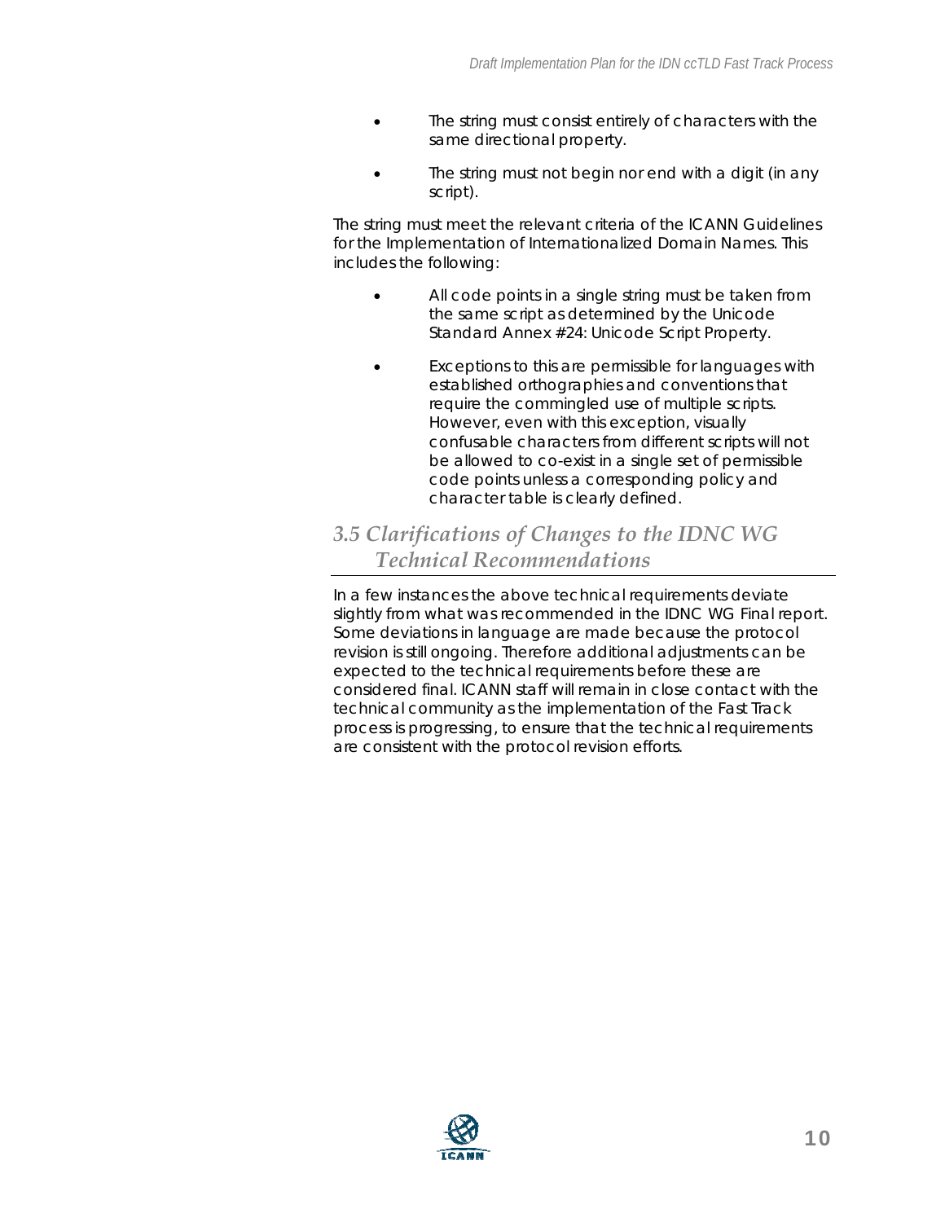- The string must consist entirely of characters with the same directional property.
- The string must not begin nor end with a digit (in any script).

The string must meet the relevant criteria of the ICANN Guidelines for the Implementation of Internationalized Domain Names. This includes the following:

- All code points in a single string must be taken from the same script as determined by the Unicode Standard Annex #24: Unicode Script Property.
- Exceptions to this are permissible for languages with established orthographies and conventions that require the commingled use of multiple scripts. However, even with this exception, visually confusable characters from different scripts will not be allowed to co-exist in a single set of permissible code points unless a corresponding policy and character table is clearly defined.

### *3.5 Clarifications of Changes to the IDNC WG Technical Recommendations*

In a few instances the above technical requirements deviate slightly from what was recommended in the IDNC WG Final report. Some deviations in language are made because the protocol revision is still ongoing. Therefore additional adjustments can be expected to the technical requirements before these are considered final. ICANN staff will remain in close contact with the technical community as the implementation of the Fast Track process is progressing, to ensure that the technical requirements are consistent with the protocol revision efforts.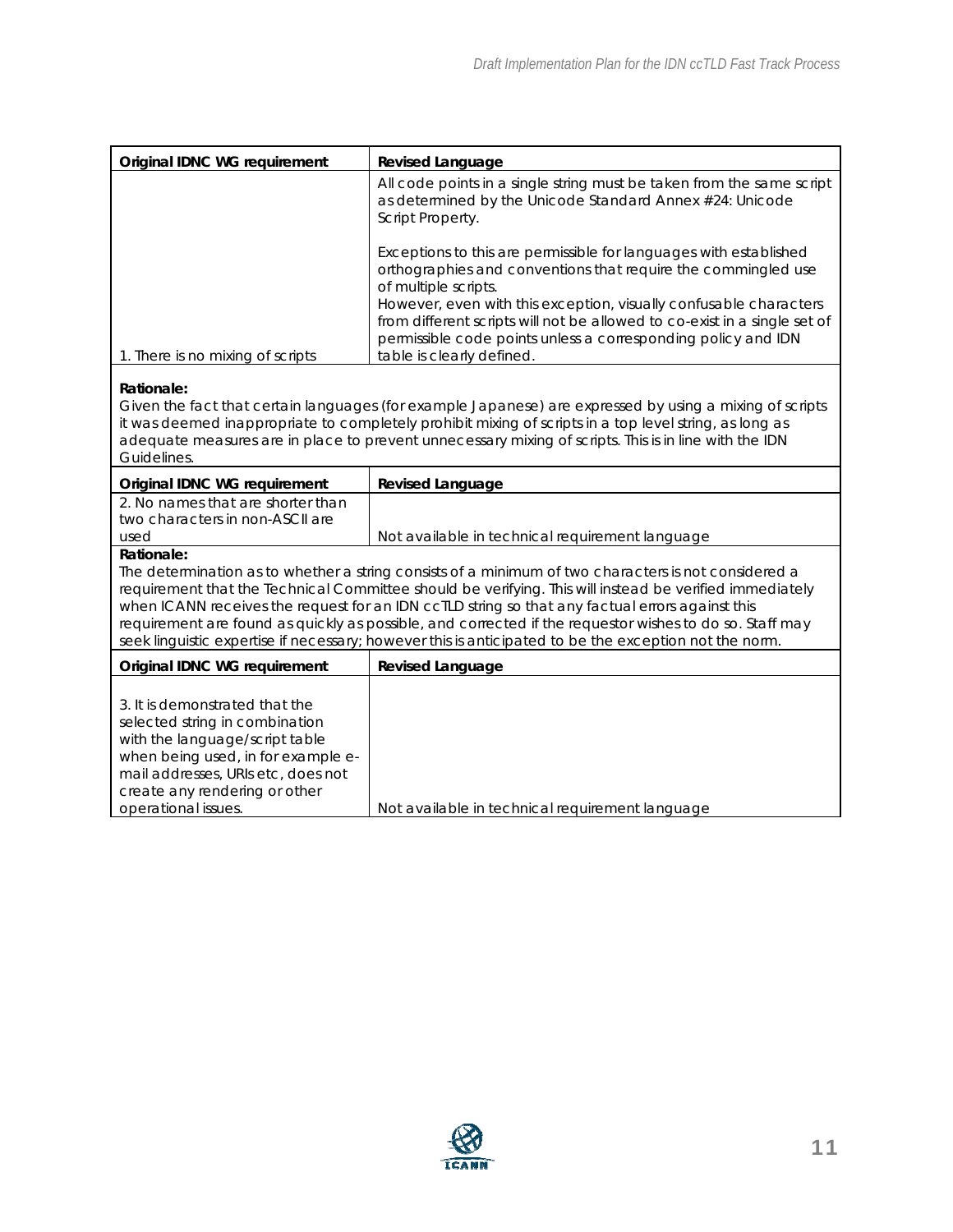| Original IDNC WG requirement | Revised Language |
|---|---|
| 1. There is no mixing of scripts | All code points in a single string must be taken from the same script as determined by the Unicode Standard Annex #24: Unicode Script Property.<br><br>Exceptions to this are permissible for languages with established orthographies and conventions that require the commingled use of multiple scripts.<br>However, even with this exception, visually confusable characters from different scripts will not be allowed to co-exist in a single set of permissible code points unless a corresponding policy and IDN table is clearly defined. |

**Rationale:**
Given the fact that certain languages (for example Japanese) are expressed by using a mixing of scripts it was deemed inappropriate to completely prohibit mixing of scripts in a top level string, as long as adequate measures are in place to prevent unnecessary mixing of scripts. This is in line with the IDN Guidelines.

| Original IDNC WG requirement | Revised Language |
|---|---|
| 2. No names that are shorter than two characters in non-ASCII are used | Not available in technical requirement language |

**Rationale:**
The determination as to whether a string consists of a minimum of two characters is not considered a requirement that the Technical Committee should be verifying. This will instead be verified immediately when ICANN receives the request for an IDN ccTLD string so that any factual errors against this requirement are found as quickly as possible, and corrected if the requestor wishes to do so. Staff may seek linguistic expertise if necessary; however this is anticipated to be the exception not the norm.

| Original IDNC WG requirement | Revised Language |
|---|---|
| 3. It is demonstrated that the selected string in combination with the language/script table when being used, in for example e-mail addresses, URIs etc, does not create any rendering or other operational issues. | Not available in technical requirement language |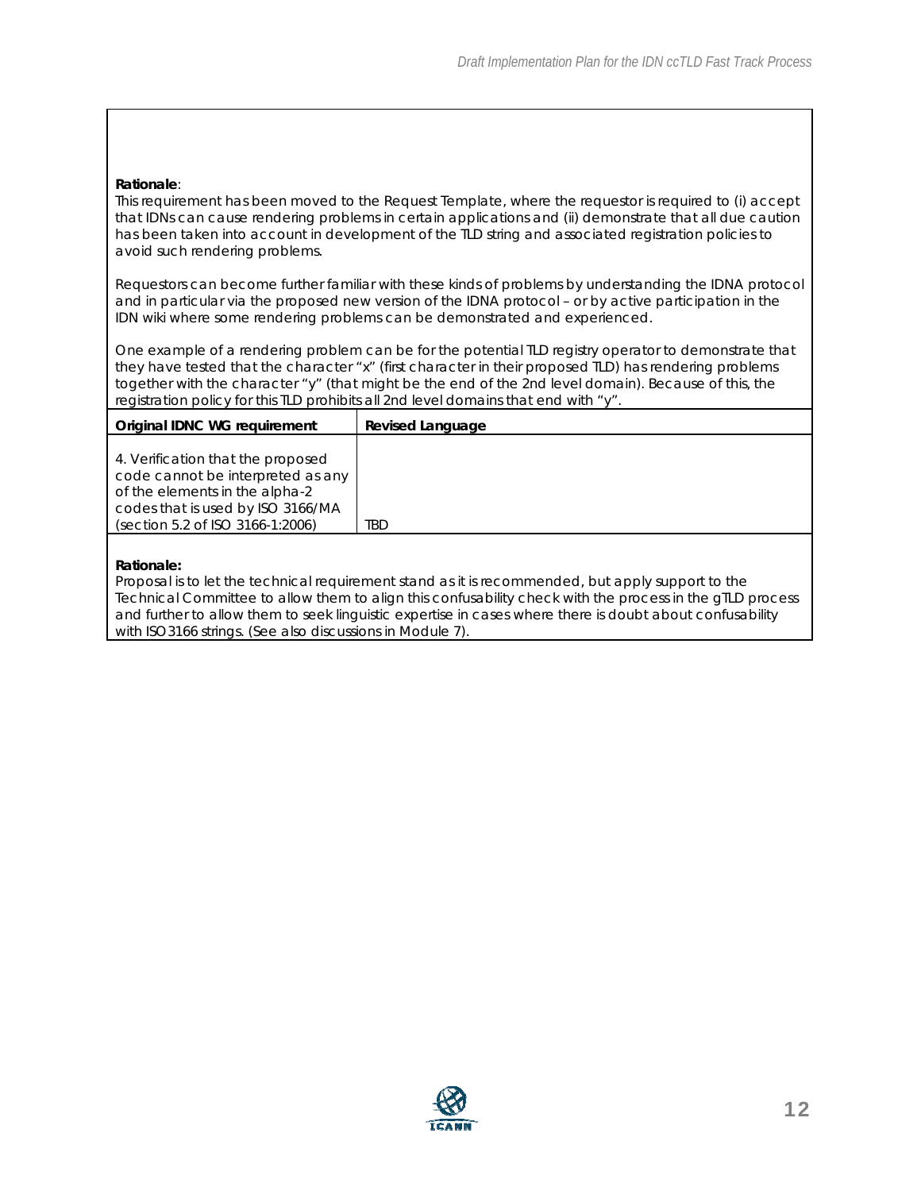**Rationale**:
This requirement has been moved to the Request Template, where the requestor is required to (i) accept that IDNs can cause rendering problems in certain applications and (ii) demonstrate that all due caution has been taken into account in development of the TLD string and associated registration policies to avoid such rendering problems.

Requestors can become further familiar with these kinds of problems by understanding the IDNA protocol and in particular via the proposed new version of the IDNA protocol – or by active participation in the IDN wiki where some rendering problems can be demonstrated and experienced.

One example of a rendering problem can be for the potential TLD registry operator to demonstrate that they have tested that the character "x" (first character in their proposed TLD) has rendering problems together with the character "y" (that might be the end of the 2nd level domain). Because of this, the registration policy for this TLD prohibits all 2nd level domains that end with "y".

| Original IDNC WG requirement | Revised Language |
|---|---|
| 4. Verification that the proposed code cannot be interpreted as any of the elements in the alpha-2 codes that is used by ISO 3166/MA (section 5.2 of ISO 3166-1:2006) | TBD |

**Rationale:**
Proposal is to let the technical requirement stand as it is recommended, but apply support to the Technical Committee to allow them to align this confusability check with the process in the gTLD process and further to allow them to seek linguistic expertise in cases where there is doubt about confusability with ISO3166 strings. (See also discussions in Module 7).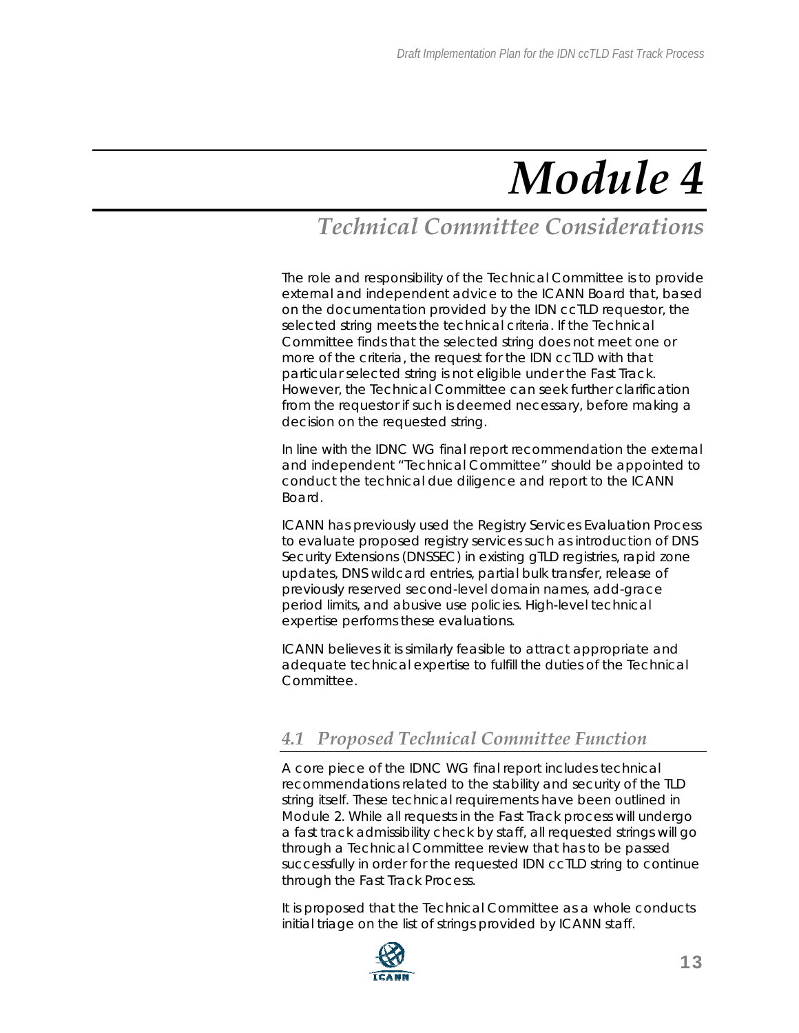# Module 4

## Technical Committee Considerations

The role and responsibility of the Technical Committee is to provide external and independent advice to the ICANN Board that, based on the documentation provided by the IDN ccTLD requestor, the selected string meets the technical criteria. If the Technical Committee finds that the selected string does not meet one or more of the criteria, the request for the IDN ccTLD with that particular selected string is not eligible under the Fast Track. However, the Technical Committee can seek further clarification from the requestor if such is deemed necessary, before making a decision on the requested string.

In line with the IDNC WG final report recommendation the external and independent "Technical Committee" should be appointed to conduct the technical due diligence and report to the ICANN Board.

ICANN has previously used the Registry Services Evaluation Process to evaluate proposed registry services such as introduction of DNS Security Extensions (DNSSEC) in existing gTLD registries, rapid zone updates, DNS wildcard entries, partial bulk transfer, release of previously reserved second-level domain names, add-grace period limits, and abusive use policies. High-level technical expertise performs these evaluations.

ICANN believes it is similarly feasible to attract appropriate and adequate technical expertise to fulfill the duties of the Technical Committee.

### 4.1 Proposed Technical Committee Function

A core piece of the IDNC WG final report includes technical recommendations related to the stability and security of the TLD string itself. These technical requirements have been outlined in Module 2. While all requests in the Fast Track process will undergo a fast track admissibility check by staff, all requested strings will go through a Technical Committee review that has to be passed successfully in order for the requested IDN ccTLD string to continue through the Fast Track Process.

It is proposed that the Technical Committee as a whole conducts initial triage on the list of strings provided by ICANN staff.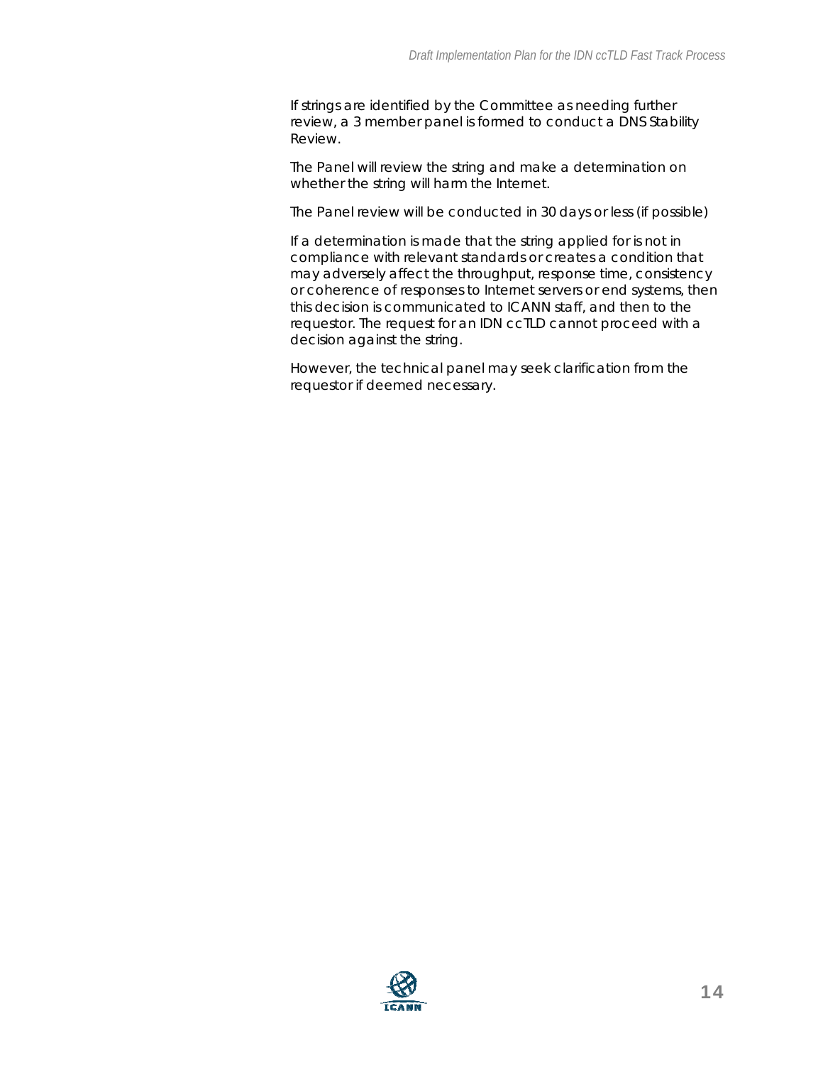If strings are identified by the Committee as needing further review, a 3 member panel is formed to conduct a DNS Stability Review.

The Panel will review the string and make a determination on whether the string will harm the Internet.

The Panel review will be conducted in 30 days or less (if possible)

If a determination is made that the string applied for is not in compliance with relevant standards or creates a condition that may adversely affect the throughput, response time, consistency or coherence of responses to Internet servers or end systems, then this decision is communicated to ICANN staff, and then to the requestor. The request for an IDN ccTLD cannot proceed with a decision against the string.

However, the technical panel may seek clarification from the requestor if deemed necessary.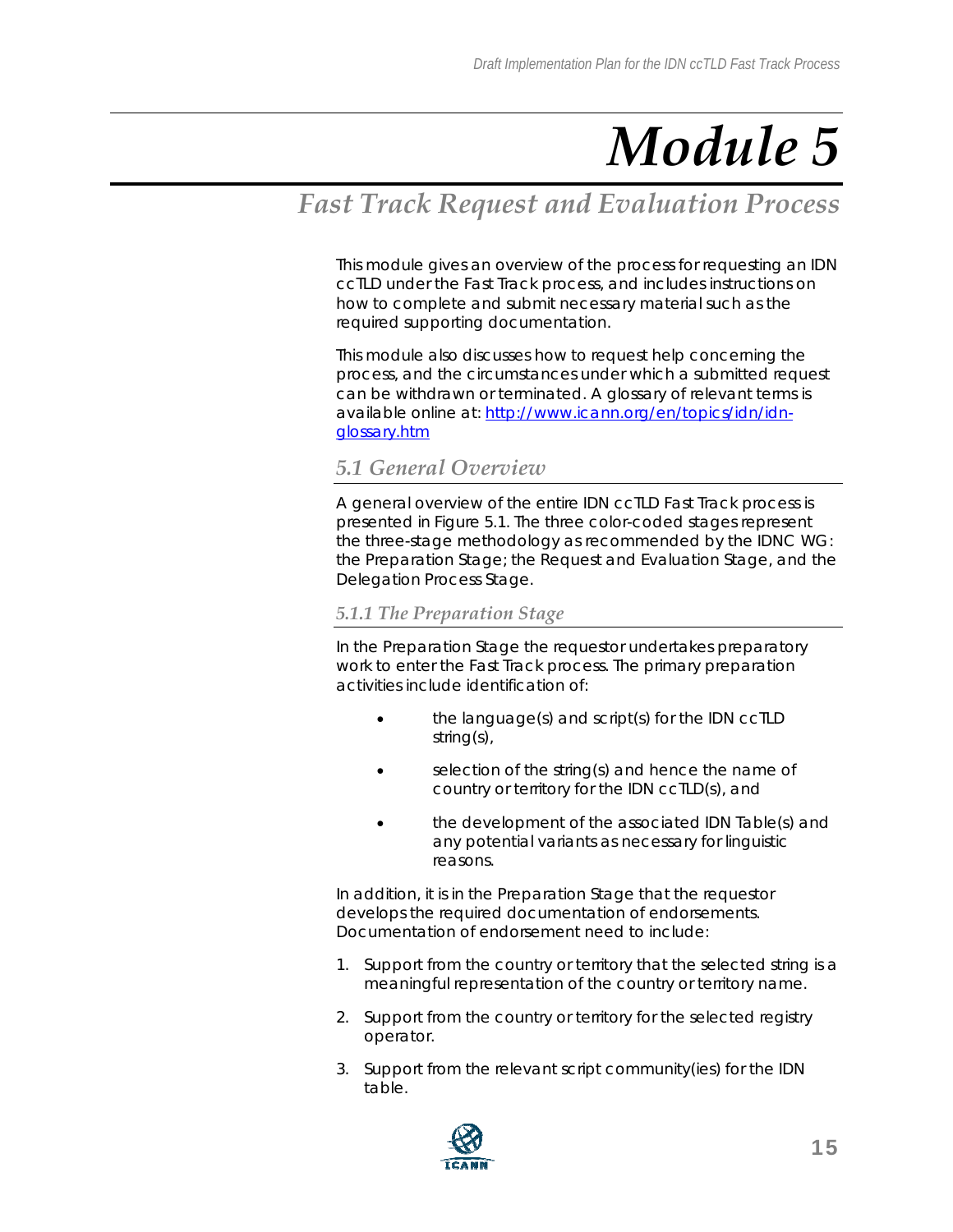# Module 5

## Fast Track Request and Evaluation Process

This module gives an overview of the process for requesting an IDN ccTLD under the Fast Track process, and includes instructions on how to complete and submit necessary material such as the required supporting documentation.

This module also discusses how to request help concerning the process, and the circumstances under which a submitted request can be withdrawn or terminated. A glossary of relevant terms is available online at: [http://www.icann.org/en/topics/idn/idn-glossary.htm](http://www.icann.org/en/topics/idn/idn-glossary.htm)

### 5.1 General Overview

A general overview of the entire IDN ccTLD Fast Track process is presented in Figure 5.1. The three color-coded stages represent the three-stage methodology as recommended by the IDNC WG: the Preparation Stage; the Request and Evaluation Stage, and the Delegation Process Stage.

#### 5.1.1 The Preparation Stage

In the Preparation Stage the requestor undertakes preparatory work to enter the Fast Track process. The primary preparation activities include identification of:

- the language(s) and script(s) for the IDN ccTLD string(s),
- selection of the string(s) and hence the name of country or territory for the IDN ccTLD(s), and
- the development of the associated IDN Table(s) and any potential variants as necessary for linguistic reasons.

In addition, it is in the Preparation Stage that the requestor develops the required documentation of endorsements. Documentation of endorsement need to include:

1. Support from the country or territory that the selected string is a meaningful representation of the country or territory name.
2. Support from the country or territory for the selected registry operator.
3. Support from the relevant script community(ies) for the IDN table.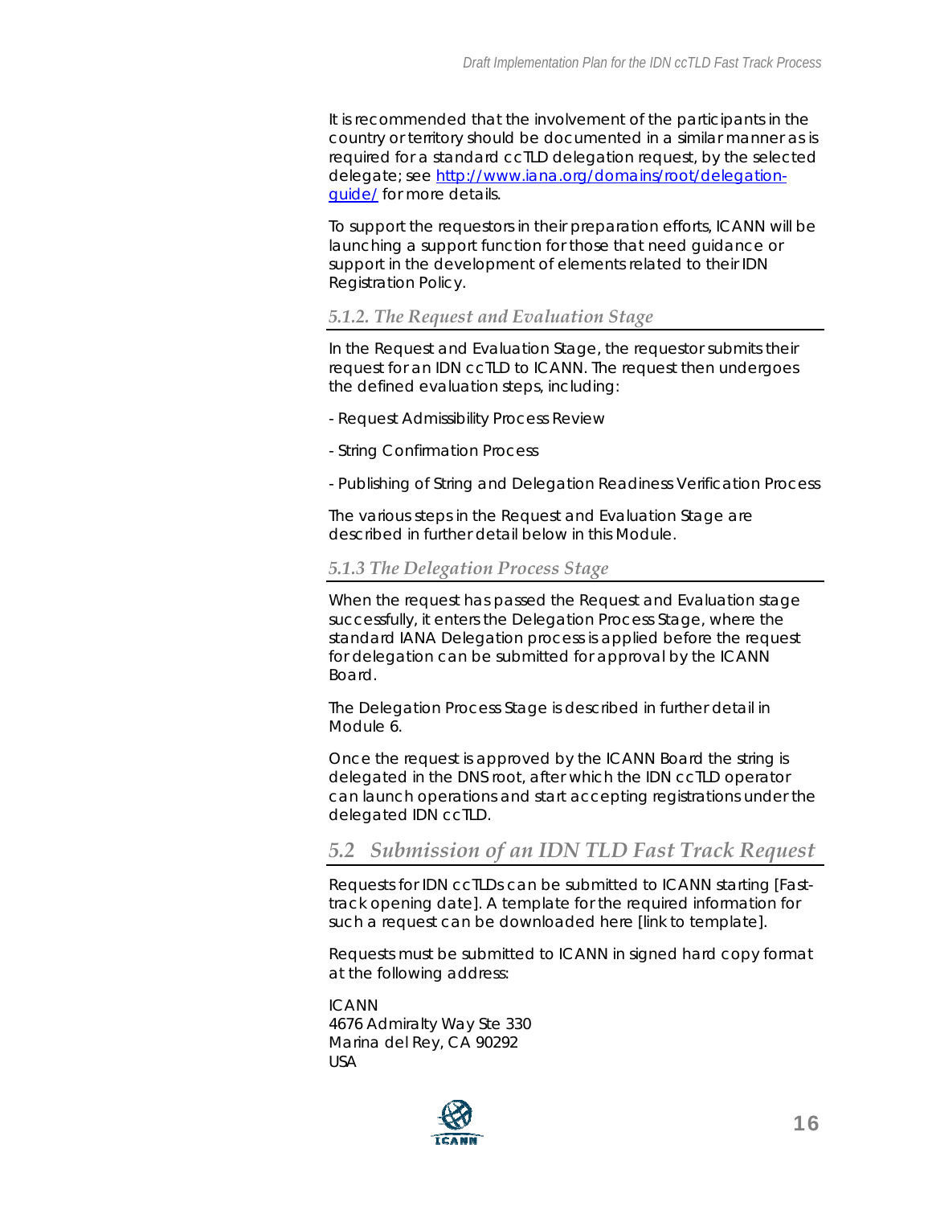It is recommended that the involvement of the participants in the country or territory should be documented in a similar manner as is required for a standard ccTLD delegation request, by the selected delegate; see [http://www.iana.org/domains/root/delegation-guide/](http://www.iana.org/domains/root/delegation-guide/) for more details.

To support the requestors in their preparation efforts, ICANN will be launching a support function for those that need guidance or support in the development of elements related to their IDN Registration Policy.

### *5.1.2. The Request and Evaluation Stage*

In the Request and Evaluation Stage, the requestor submits their request for an IDN ccTLD to ICANN. The request then undergoes the defined evaluation steps, including:

- Request Admissibility Process Review
- String Confirmation Process
- Publishing of String and Delegation Readiness Verification Process

The various steps in the Request and Evaluation Stage are described in further detail below in this Module.

### *5.1.3 The Delegation Process Stage*

When the request has passed the Request and Evaluation stage successfully, it enters the Delegation Process Stage, where the standard IANA Delegation process is applied before the request for delegation can be submitted for approval by the ICANN Board.

The Delegation Process Stage is described in further detail in Module 6.

Once the request is approved by the ICANN Board the string is delegated in the DNS root, after which the IDN ccTLD operator can launch operations and start accepting registrations under the delegated IDN ccTLD.

## *5.2 Submission of an IDN TLD Fast Track Request*

Requests for IDN ccTLDs can be submitted to ICANN starting [Fast-track opening date]. A template for the required information for such a request can be downloaded here [link to template].

Requests must be submitted to ICANN in signed hard copy format at the following address:

ICANN
4676 Admiralty Way Ste 330
Marina del Rey, CA 90292
USA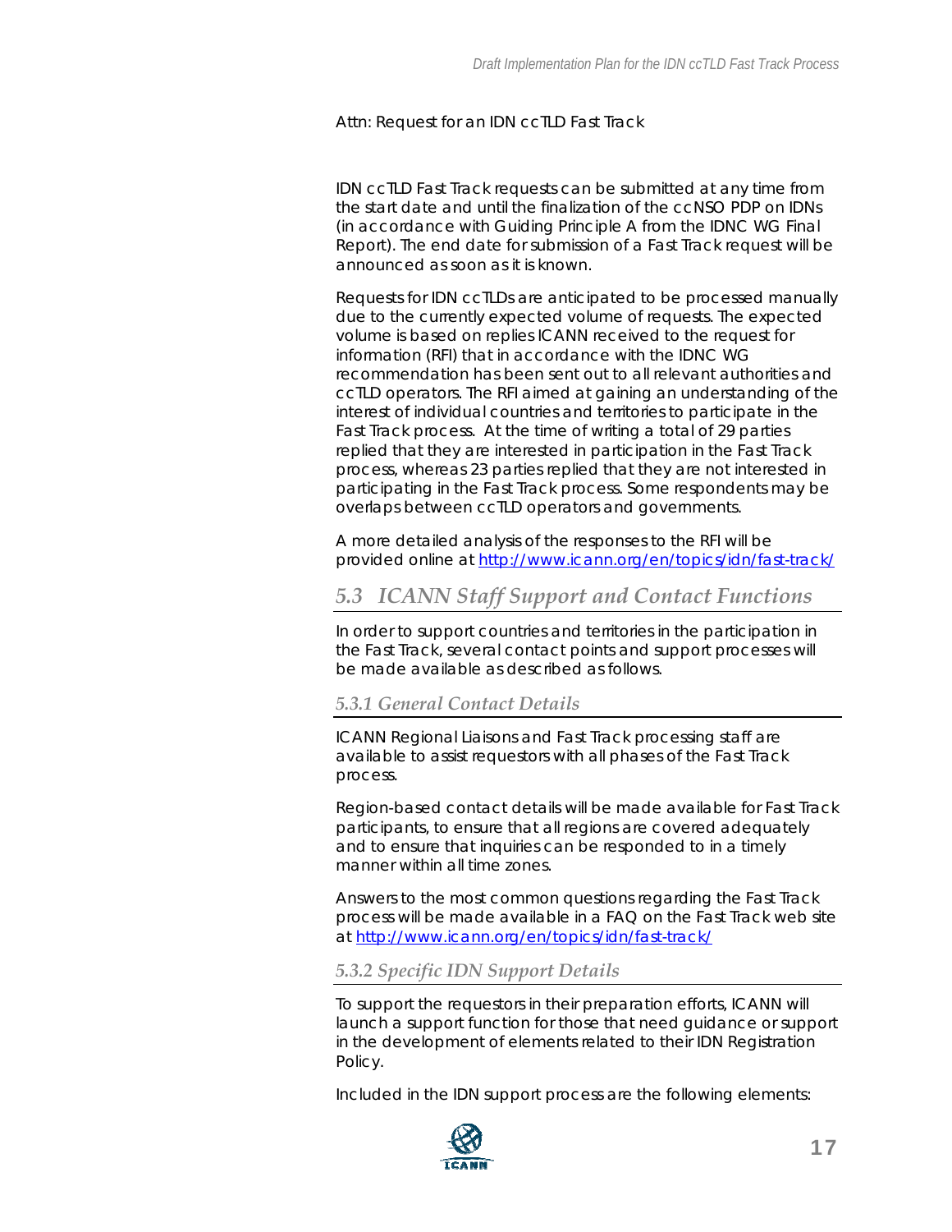Attn: Request for an IDN ccTLD Fast Track

IDN ccTLD Fast Track requests can be submitted at any time from the start date and until the finalization of the ccNSO PDP on IDNs (in accordance with Guiding Principle A from the IDNC WG Final Report). The end date for submission of a Fast Track request will be announced as soon as it is known.

Requests for IDN ccTLDs are anticipated to be processed manually due to the currently expected volume of requests. The expected volume is based on replies ICANN received to the request for information (RFI) that in accordance with the IDNC WG recommendation has been sent out to all relevant authorities and ccTLD operators. The RFI aimed at gaining an understanding of the interest of individual countries and territories to participate in the Fast Track process. At the time of writing a total of 29 parties replied that they are interested in participation in the Fast Track process, whereas 23 parties replied that they are not interested in participating in the Fast Track process. Some respondents may be overlaps between ccTLD operators and governments.

A more detailed analysis of the responses to the RFI will be provided online at http://www.icann.org/en/topics/idn/fast-track/

## 5.3 ICANN Staff Support and Contact Functions

In order to support countries and territories in the participation in the Fast Track, several contact points and support processes will be made available as described as follows.

### 5.3.1 General Contact Details

ICANN Regional Liaisons and Fast Track processing staff are available to assist requestors with all phases of the Fast Track process.

Region-based contact details will be made available for Fast Track participants, to ensure that all regions are covered adequately and to ensure that inquiries can be responded to in a timely manner within all time zones.

Answers to the most common questions regarding the Fast Track process will be made available in a FAQ on the Fast Track web site at http://www.icann.org/en/topics/idn/fast-track/

### 5.3.2 Specific IDN Support Details

To support the requestors in their preparation efforts, ICANN will launch a support function for those that need guidance or support in the development of elements related to their IDN Registration Policy.

Included in the IDN support process are the following elements: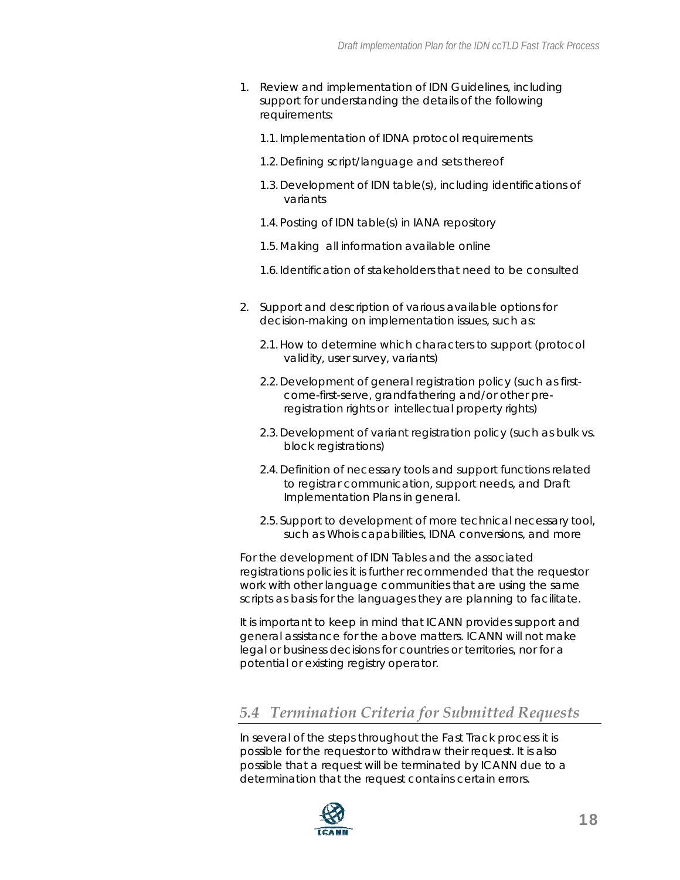1. Review and implementation of IDN Guidelines, including support for understanding the details of the following requirements:

   1.1. Implementation of IDNA protocol requirements

   1.2. Defining script/language and sets thereof

   1.3. Development of IDN table(s), including identifications of variants

   1.4. Posting of IDN table(s) in IANA repository

   1.5. Making all information available online

   1.6. Identification of stakeholders that need to be consulted

2. Support and description of various available options for decision-making on implementation issues, such as:

   2.1. How to determine which characters to support (protocol validity, user survey, variants)

   2.2. Development of general registration policy (such as first-come-first-serve, grandfathering and/or other pre-registration rights or intellectual property rights)

   2.3. Development of variant registration policy (such as bulk vs. block registrations)

   2.4. Definition of necessary tools and support functions related to registrar communication, support needs, and Draft Implementation Plans in general.

   2.5. Support to development of more technical necessary tool, such as Whois capabilities, IDNA conversions, and more

For the development of IDN Tables and the associated registrations policies it is further recommended that the requestor work with other language communities that are using the same scripts as basis for the languages they are planning to facilitate.

It is important to keep in mind that ICANN provides support and general assistance for the above matters. ICANN will not make legal or business decisions for countries or territories, nor for a potential or existing registry operator.

## *5.4 Termination Criteria for Submitted Requests*

In several of the steps throughout the Fast Track process it is possible for the requestor to withdraw their request. It is also possible that a request will be terminated by ICANN due to a determination that the request contains certain errors.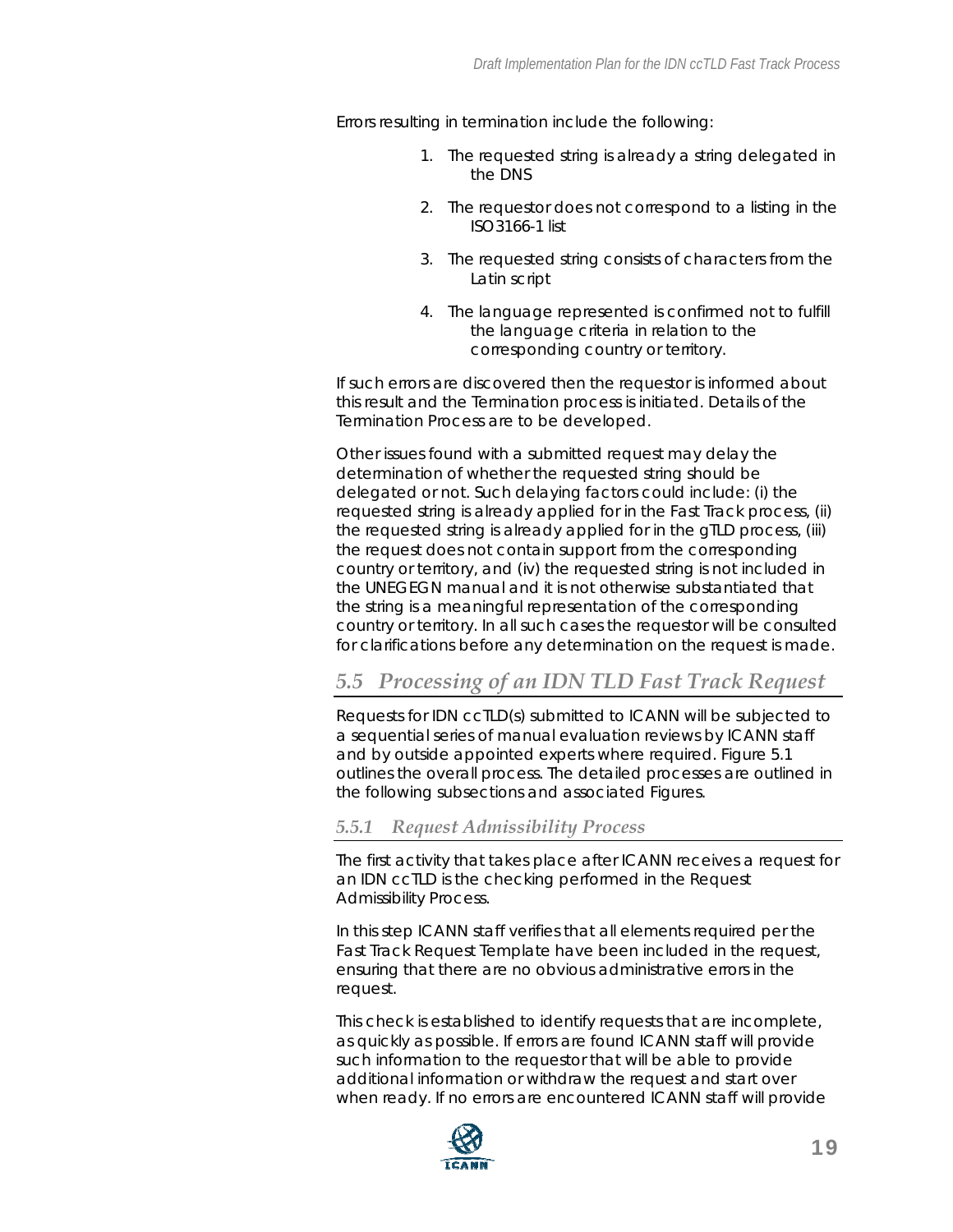Errors resulting in termination include the following:

1. The requested string is already a string delegated in the DNS
2. The requestor does not correspond to a listing in the ISO3166-1 list
3. The requested string consists of characters from the Latin script
4. The language represented is confirmed not to fulfill the language criteria in relation to the corresponding country or territory.

If such errors are discovered then the requestor is informed about this result and the Termination process is initiated. Details of the Termination Process are to be developed.

Other issues found with a submitted request may delay the determination of whether the requested string should be delegated or not. Such delaying factors could include: (i) the requested string is already applied for in the Fast Track process, (ii) the requested string is already applied for in the gTLD process, (iii) the request does not contain support from the corresponding country or territory, and (iv) the requested string is not included in the UNEGEGN manual and it is not otherwise substantiated that the string is a meaningful representation of the corresponding country or territory. In all such cases the requestor will be consulted for clarifications before any determination on the request is made.

## *5.5 Processing of an IDN TLD Fast Track Request*

Requests for IDN ccTLD(s) submitted to ICANN will be subjected to a sequential series of manual evaluation reviews by ICANN staff and by outside appointed experts where required. Figure 5.1 outlines the overall process. The detailed processes are outlined in the following subsections and associated Figures.

### *5.5.1 Request Admissibility Process*

The first activity that takes place after ICANN receives a request for an IDN ccTLD is the checking performed in the Request Admissibility Process.

In this step ICANN staff verifies that all elements required per the Fast Track Request Template have been included in the request, ensuring that there are no obvious administrative errors in the request.

This check is established to identify requests that are incomplete, as quickly as possible. If errors are found ICANN staff will provide such information to the requestor that will be able to provide additional information or withdraw the request and start over when ready. If no errors are encountered ICANN staff will provide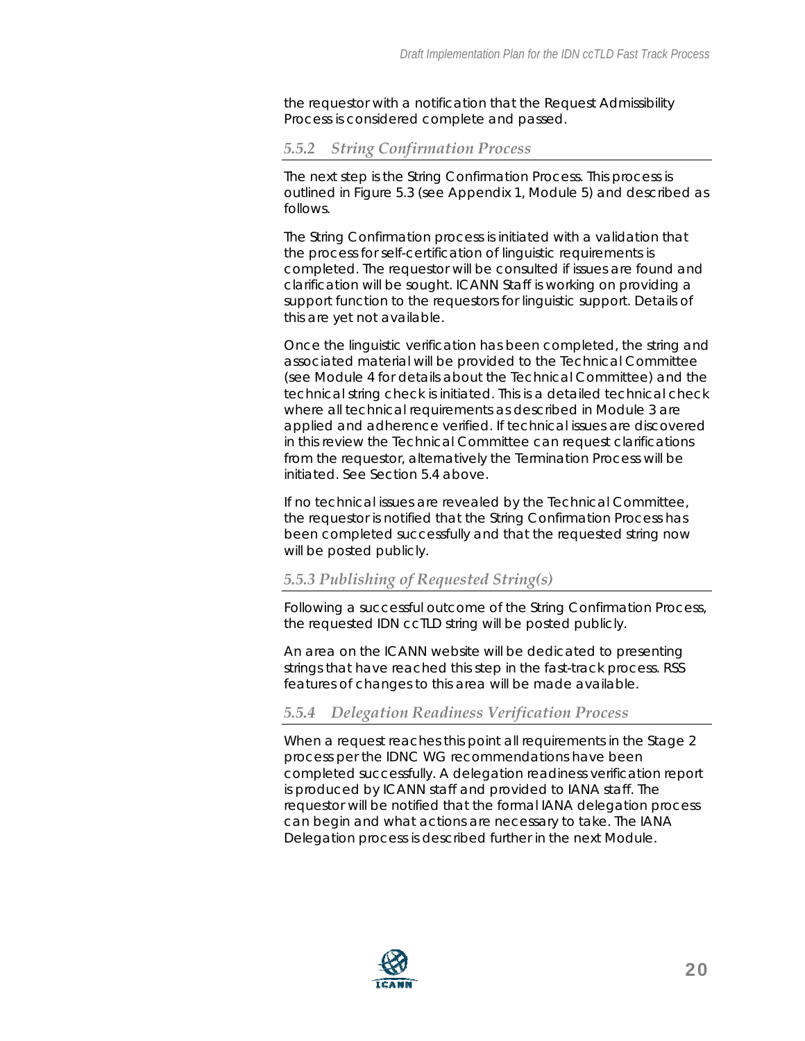the requestor with a notification that the Request Admissibility Process is considered complete and passed.

### *5.5.2 String Confirmation Process*

The next step is the String Confirmation Process. This process is outlined in Figure 5.3 (see Appendix 1, Module 5) and described as follows.

The String Confirmation process is initiated with a validation that the process for self-certification of linguistic requirements is completed. The requestor will be consulted if issues are found and clarification will be sought. ICANN Staff is working on providing a support function to the requestors for linguistic support. Details of this are yet not available.

Once the linguistic verification has been completed, the string and associated material will be provided to the Technical Committee (see Module 4 for details about the Technical Committee) and the technical string check is initiated. This is a detailed technical check where all technical requirements as described in Module 3 are applied and adherence verified. If technical issues are discovered in this review the Technical Committee can request clarifications from the requestor, alternatively the Termination Process will be initiated. See Section 5.4 above.

If no technical issues are revealed by the Technical Committee, the requestor is notified that the String Confirmation Process has been completed successfully and that the requested string now will be posted publicly.

### *5.5.3 Publishing of Requested String(s)*

Following a successful outcome of the String Confirmation Process, the requested IDN ccTLD string will be posted publicly.

An area on the ICANN website will be dedicated to presenting strings that have reached this step in the fast-track process. RSS features of changes to this area will be made available.

### *5.5.4 Delegation Readiness Verification Process*

When a request reaches this point all requirements in the Stage 2 process per the IDNC WG recommendations have been completed successfully. A delegation readiness verification report is produced by ICANN staff and provided to IANA staff. The requestor will be notified that the formal IANA delegation process can begin and what actions are necessary to take. The IANA Delegation process is described further in the next Module.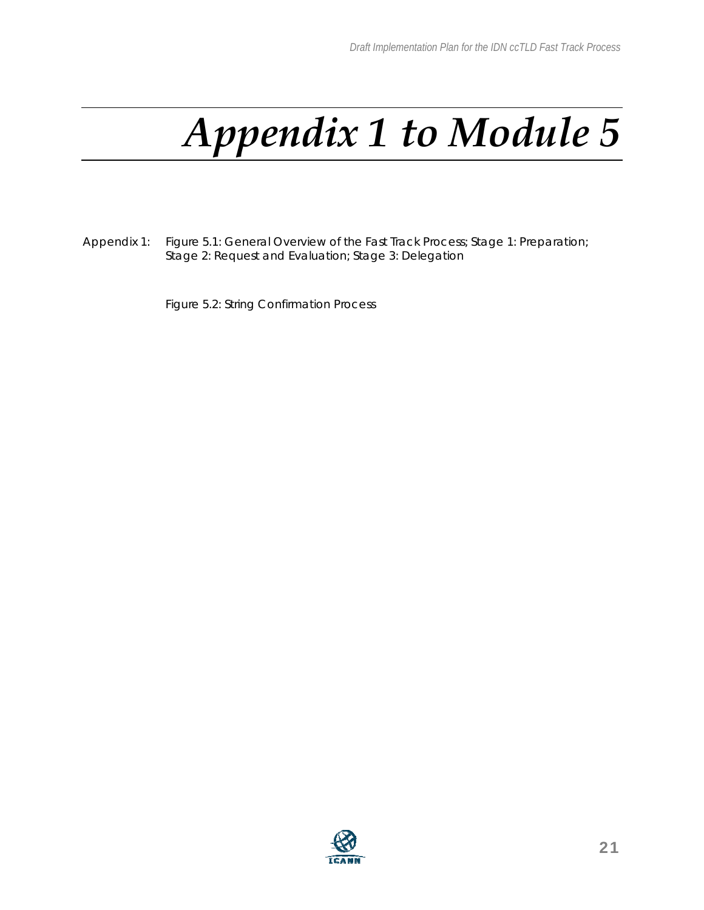# *Appendix 1 to Module 5*

Appendix 1: Figure 5.1: General Overview of the Fast Track Process; Stage 1: Preparation; Stage 2: Request and Evaluation; Stage 3: Delegation

Figure 5.2: String Confirmation Process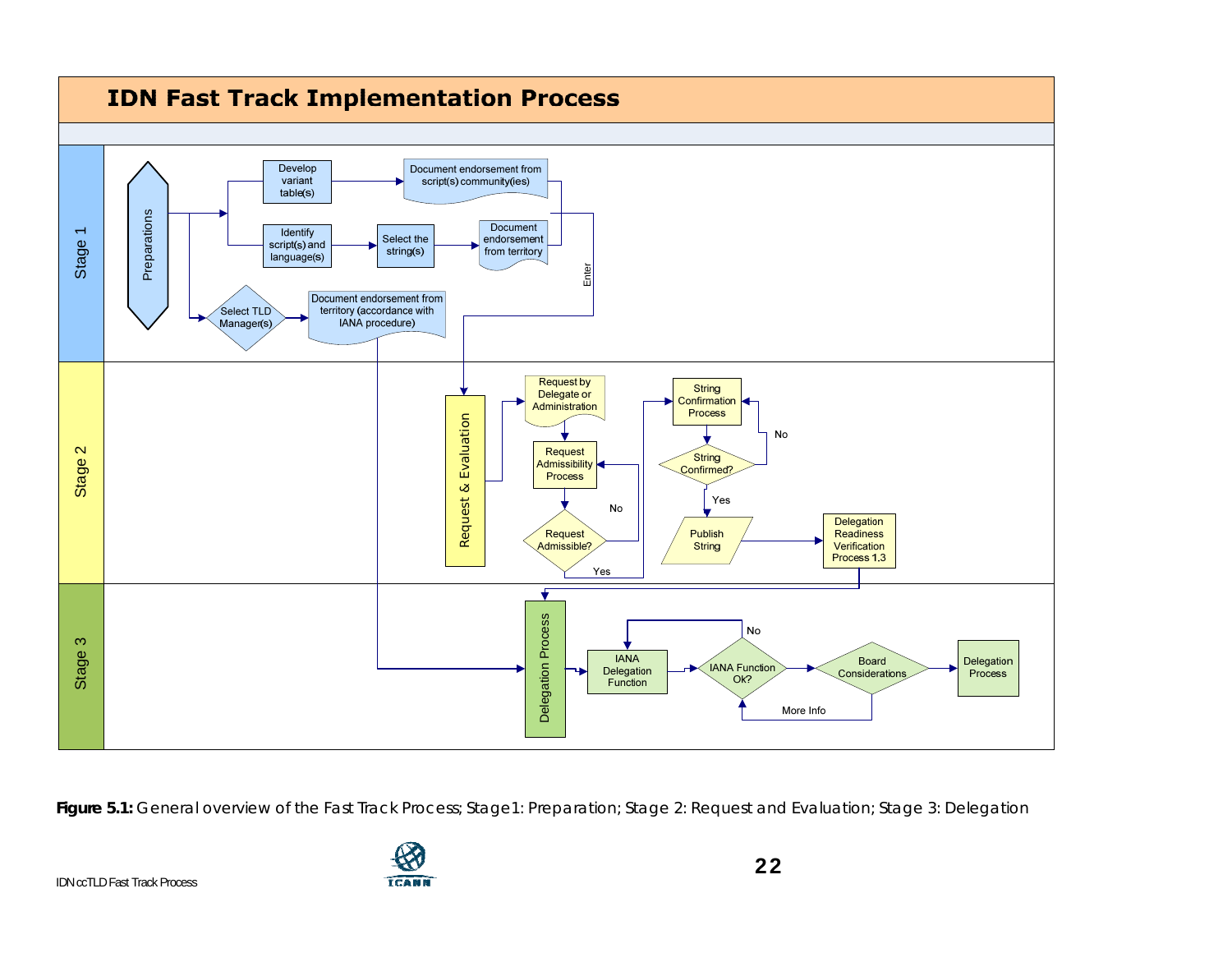## IDN Fast Track Implementation Process

**Stage 1**

- Preparations
- Develop variant table(s) → Document endorsement from script(s) community(ies)
- Identify script(s) and language(s) → Select the string(s) → Document endorsement from territory
- Select TLD Manager(s) → Document endorsement from territory (accordance with IANA procedure)
- Enter

**Stage 2**

- Request & Evaluation
- Request by Delegate or Administration → Request Admissibility Process → Request Admissible? (No → Request Admissibility Process; Yes → String Confirmation Process)
- String Confirmation Process → String Confirmed? (No → String Confirmation Process; Yes → Publish String)
- Publish String → Delegation Readiness Verification Process 1.3

**Stage 3**

- Delegation Process → IANA Delegation Function → IANA Function Ok? (No → IANA Delegation Function) → Board Considerations (More Info → IANA Function Ok?) → Delegation Process

**Figure 5.1:** General overview of the Fast Track Process; Stage1: Preparation; Stage 2: Request and Evaluation; Stage 3: Delegation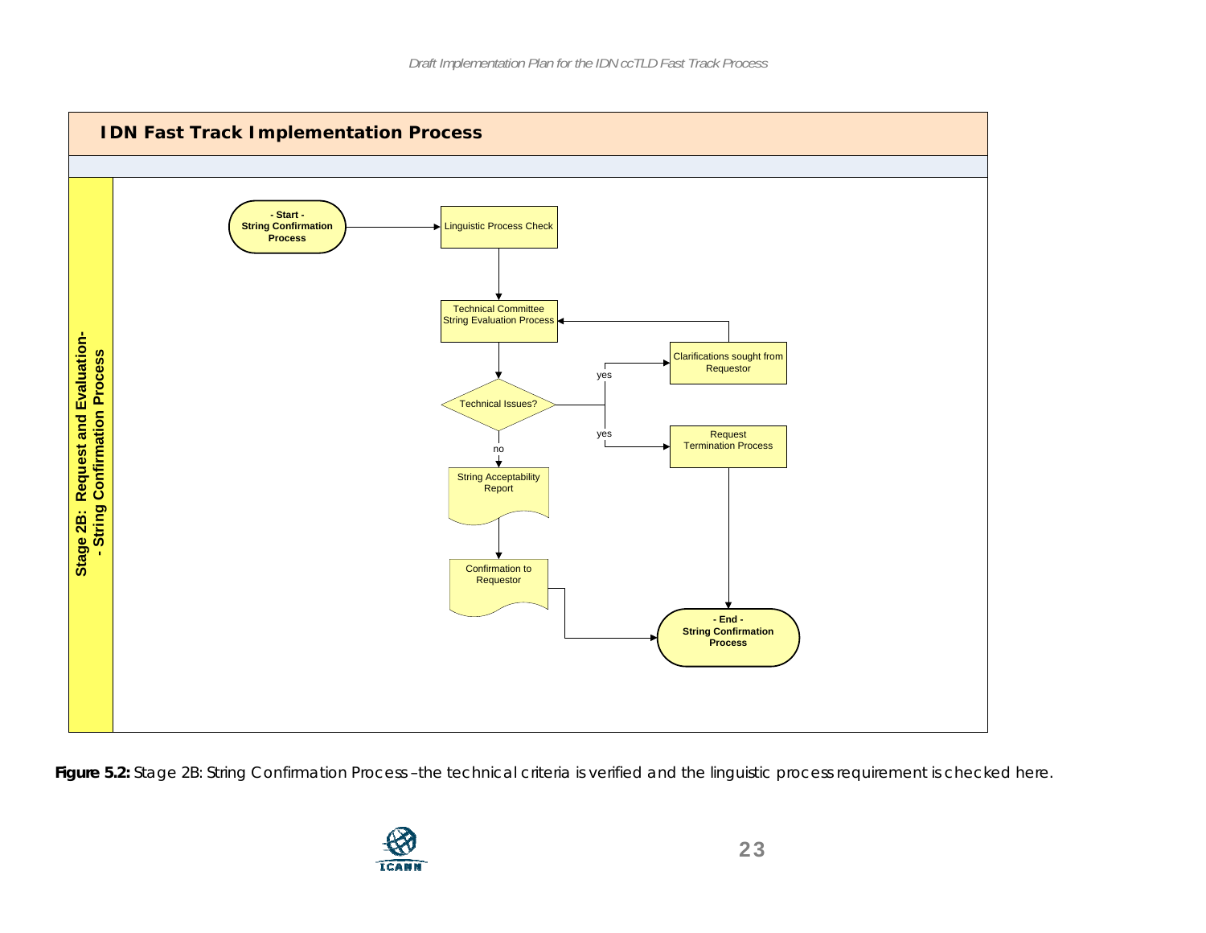## IDN Fast Track Implementation Process

**Stage 2B: Request and Evaluation- - String Confirmation Process**

- **- Start - String Confirmation Process** → Linguistic Process Check
- Linguistic Process Check → Technical Committee String Evaluation Process
- Technical Committee String Evaluation Process → Technical Issues?
- Technical Issues?
  - yes → Clarifications sought from Requestor → Technical Committee String Evaluation Process
  - yes → Request Termination Process → **- End - String Confirmation Process**
  - no → String Acceptability Report → Confirmation to Requestor → **- End - String Confirmation Process**

**Figure 5.2:** Stage 2B: String Confirmation Process –the technical criteria is verified and the linguistic process requirement is checked here.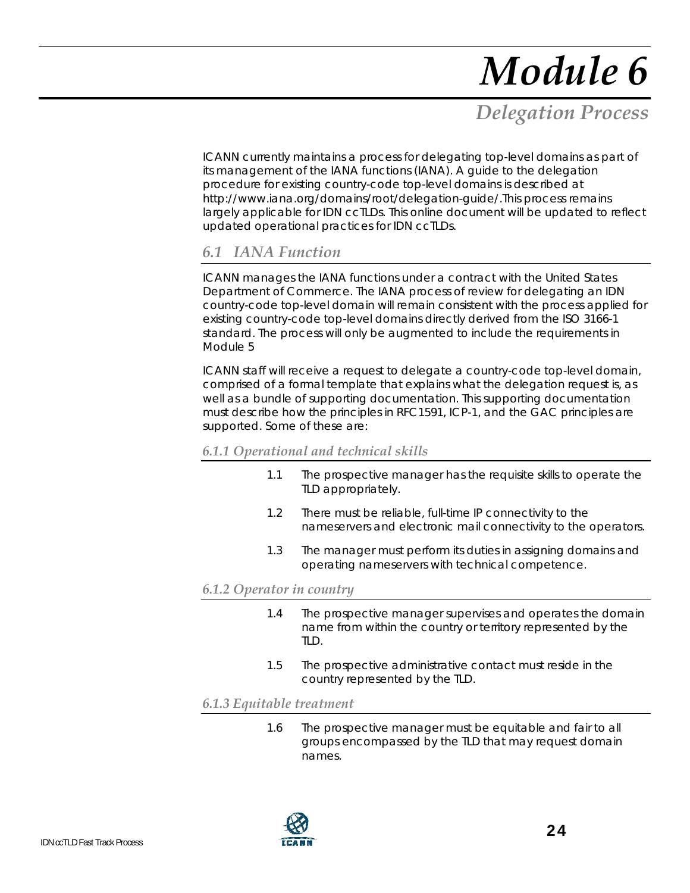# Module 6

## Delegation Process

ICANN currently maintains a process for delegating top-level domains as part of its management of the IANA functions (IANA). A guide to the delegation procedure for existing country-code top-level domains is described at http://www.iana.org/domains/root/delegation-guide/.This process remains largely applicable for IDN ccTLDs. This online document will be updated to reflect updated operational practices for IDN ccTLDs.

### 6.1 IANA Function

ICANN manages the IANA functions under a contract with the United States Department of Commerce. The IANA process of review for delegating an IDN country-code top-level domain will remain consistent with the process applied for existing country-code top-level domains directly derived from the ISO 3166-1 standard. The process will only be augmented to include the requirements in Module 5

ICANN staff will receive a request to delegate a country-code top-level domain, comprised of a formal template that explains what the delegation request is, as well as a bundle of supporting documentation. This supporting documentation must describe how the principles in RFC1591, ICP-1, and the GAC principles are supported. Some of these are:

#### 6.1.1 Operational and technical skills

1.1 The prospective manager has the requisite skills to operate the TLD appropriately.

1.2 There must be reliable, full-time IP connectivity to the nameservers and electronic mail connectivity to the operators.

1.3 The manager must perform its duties in assigning domains and operating nameservers with technical competence.

#### 6.1.2 Operator in country

1.4 The prospective manager supervises and operates the domain name from within the country or territory represented by the TLD.

1.5 The prospective administrative contact must reside in the country represented by the TLD.

#### 6.1.3 Equitable treatment

1.6 The prospective manager must be equitable and fair to all groups encompassed by the TLD that may request domain names.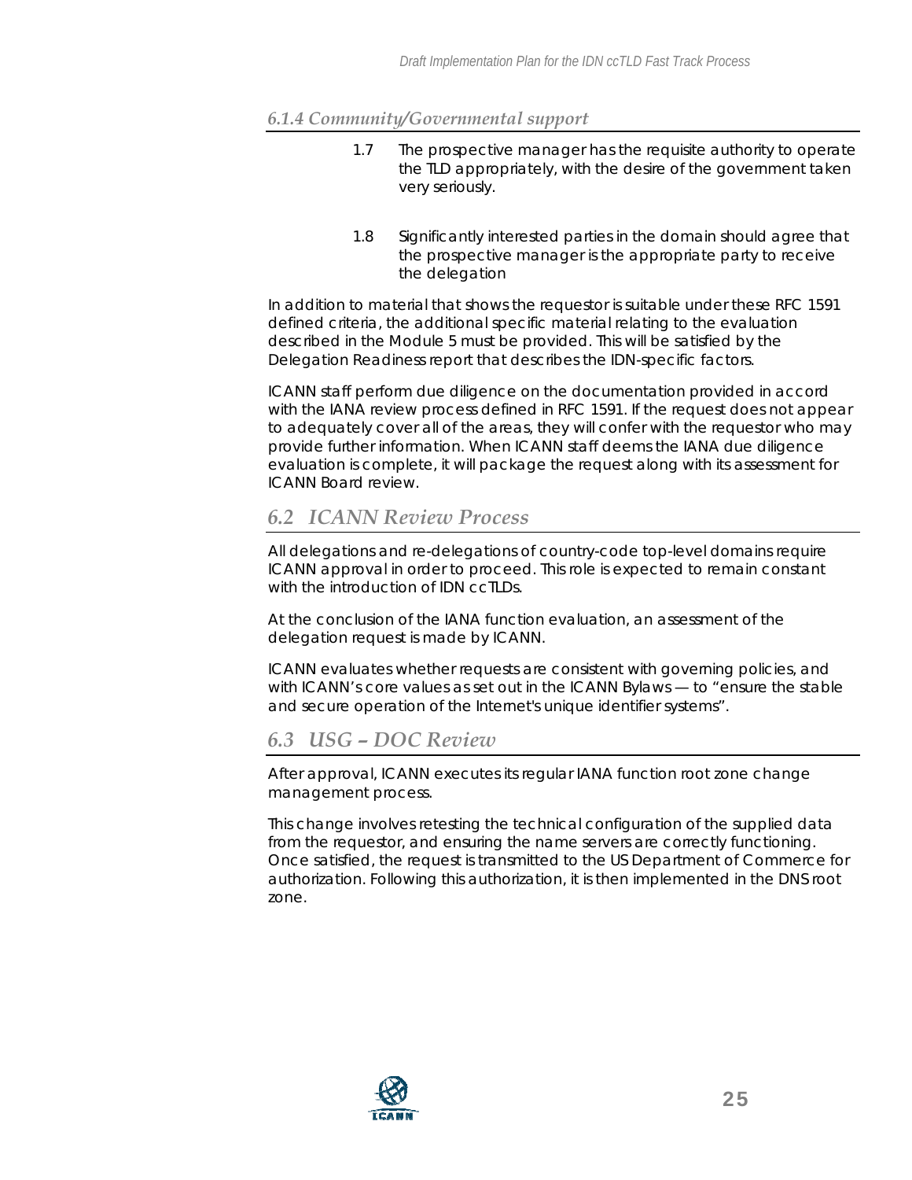#### 6.1.4 Community/Governmental support

1.7 The prospective manager has the requisite authority to operate the TLD appropriately, with the desire of the government taken very seriously.

1.8 Significantly interested parties in the domain should agree that the prospective manager is the appropriate party to receive the delegation

In addition to material that shows the requestor is suitable under these RFC 1591 defined criteria, the additional specific material relating to the evaluation described in the Module 5 must be provided. This will be satisfied by the Delegation Readiness report that describes the IDN-specific factors.

ICANN staff perform due diligence on the documentation provided in accord with the IANA review process defined in RFC 1591. If the request does not appear to adequately cover all of the areas, they will confer with the requestor who may provide further information. When ICANN staff deems the IANA due diligence evaluation is complete, it will package the request along with its assessment for ICANN Board review.

## 6.2 ICANN Review Process

All delegations and re-delegations of country-code top-level domains require ICANN approval in order to proceed. This role is expected to remain constant with the introduction of IDN ccTLDs.

At the conclusion of the IANA function evaluation, an assessment of the delegation request is made by ICANN.

ICANN evaluates whether requests are consistent with governing policies, and with ICANN's core values as set out in the ICANN Bylaws — to "ensure the stable and secure operation of the Internet's unique identifier systems".

## 6.3 USG – DOC Review

After approval, ICANN executes its regular IANA function root zone change management process.

This change involves retesting the technical configuration of the supplied data from the requestor, and ensuring the name servers are correctly functioning. Once satisfied, the request is transmitted to the US Department of Commerce for authorization. Following this authorization, it is then implemented in the DNS root zone.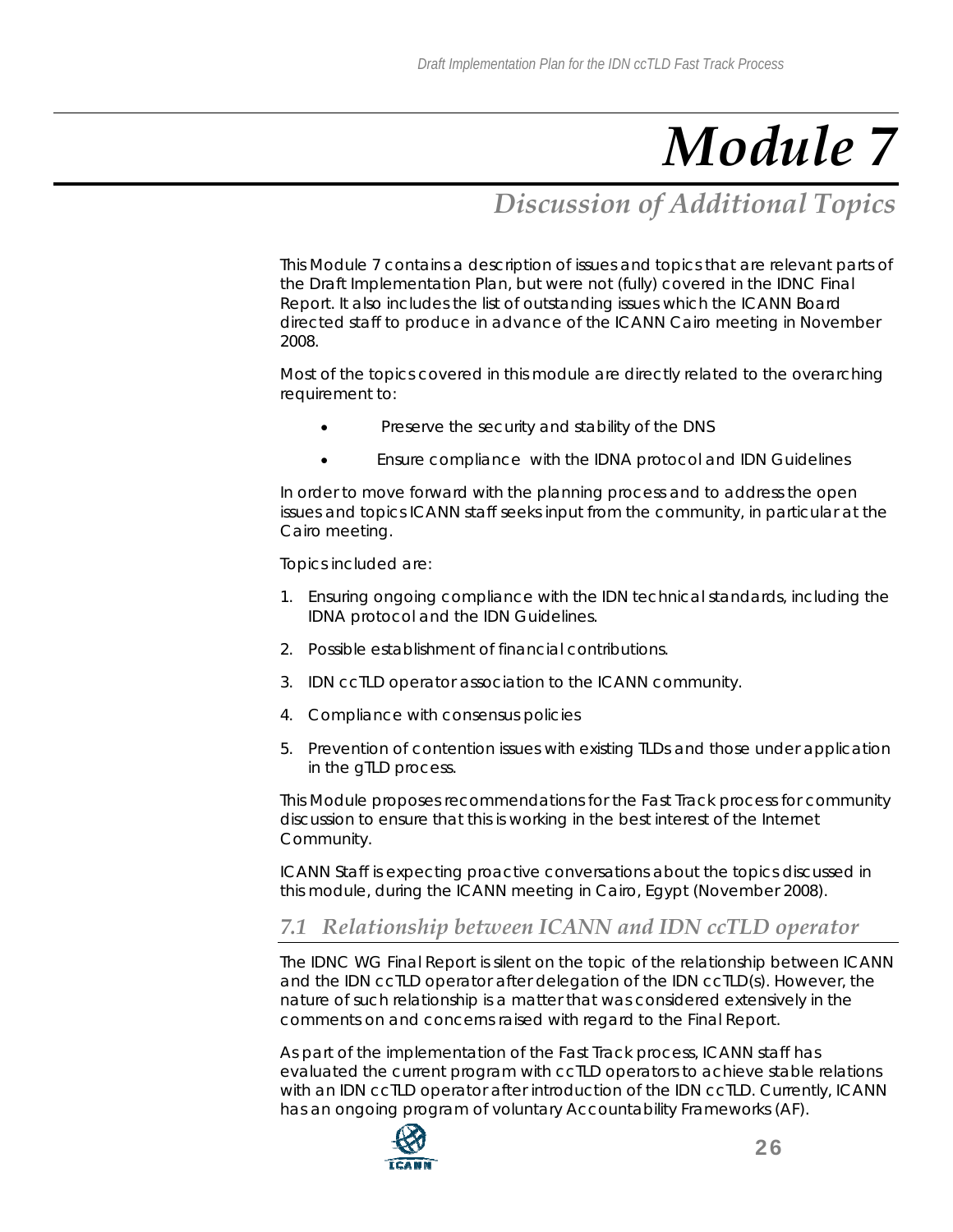# Module 7

## Discussion of Additional Topics

This Module 7 contains a description of issues and topics that are relevant parts of the Draft Implementation Plan, but were not (fully) covered in the IDNC Final Report. It also includes the list of outstanding issues which the ICANN Board directed staff to produce in advance of the ICANN Cairo meeting in November 2008.

Most of the topics covered in this module are directly related to the overarching requirement to:

- Preserve the security and stability of the DNS
- Ensure compliance with the IDNA protocol and IDN Guidelines

In order to move forward with the planning process and to address the open issues and topics ICANN staff seeks input from the community, in particular at the Cairo meeting.

Topics included are:

1. Ensuring ongoing compliance with the IDN technical standards, including the IDNA protocol and the IDN Guidelines.
2. Possible establishment of financial contributions.
3. IDN ccTLD operator association to the ICANN community.
4. Compliance with consensus policies
5. Prevention of contention issues with existing TLDs and those under application in the gTLD process.

This Module proposes recommendations for the Fast Track process for community discussion to ensure that this is working in the best interest of the Internet Community.

ICANN Staff is expecting proactive conversations about the topics discussed in this module, during the ICANN meeting in Cairo, Egypt (November 2008).

### 7.1 Relationship between ICANN and IDN ccTLD operator

The IDNC WG Final Report is silent on the topic of the relationship between ICANN and the IDN ccTLD operator after delegation of the IDN ccTLD(s). However, the nature of such relationship is a matter that was considered extensively in the comments on and concerns raised with regard to the Final Report.

As part of the implementation of the Fast Track process, ICANN staff has evaluated the current program with ccTLD operators to achieve stable relations with an IDN ccTLD operator after introduction of the IDN ccTLD. Currently, ICANN has an ongoing program of voluntary Accountability Frameworks (AF).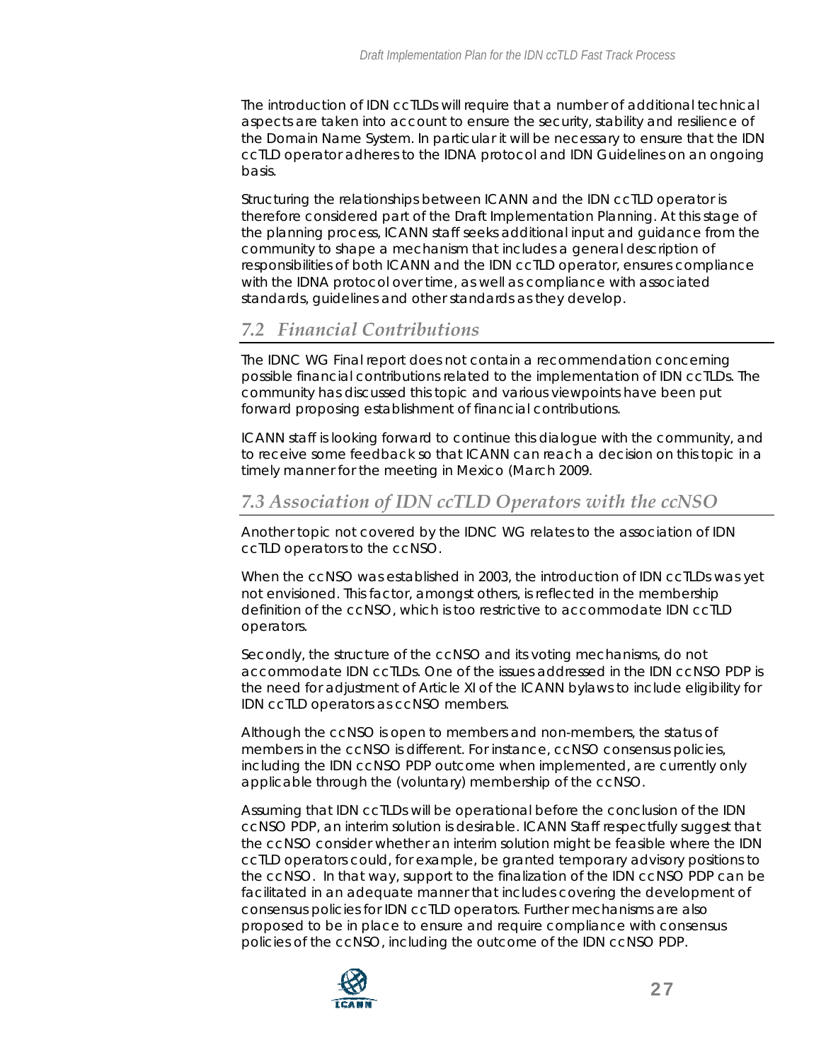The introduction of IDN ccTLDs will require that a number of additional technical aspects are taken into account to ensure the security, stability and resilience of the Domain Name System. In particular it will be necessary to ensure that the IDN ccTLD operator adheres to the IDNA protocol and IDN Guidelines on an ongoing basis.

Structuring the relationships between ICANN and the IDN ccTLD operator is therefore considered part of the Draft Implementation Planning. At this stage of the planning process, ICANN staff seeks additional input and guidance from the community to shape a mechanism that includes a general description of responsibilities of both ICANN and the IDN ccTLD operator, ensures compliance with the IDNA protocol over time, as well as compliance with associated standards, guidelines and other standards as they develop.

## *7.2 Financial Contributions*

The IDNC WG Final report does not contain a recommendation concerning possible financial contributions related to the implementation of IDN ccTLDs. The community has discussed this topic and various viewpoints have been put forward proposing establishment of financial contributions.

ICANN staff is looking forward to continue this dialogue with the community, and to receive some feedback so that ICANN can reach a decision on this topic in a timely manner for the meeting in Mexico (March 2009.

## *7.3 Association of IDN ccTLD Operators with the ccNSO*

Another topic not covered by the IDNC WG relates to the association of IDN ccTLD operators to the ccNSO.

When the ccNSO was established in 2003, the introduction of IDN ccTLDs was yet not envisioned. This factor, amongst others, is reflected in the membership definition of the ccNSO, which is too restrictive to accommodate IDN ccTLD operators.

Secondly, the structure of the ccNSO and its voting mechanisms, do not accommodate IDN ccTLDs. One of the issues addressed in the IDN ccNSO PDP is the need for adjustment of Article XI of the ICANN bylaws to include eligibility for IDN ccTLD operators as ccNSO members.

Although the ccNSO is open to members and non-members, the status of members in the ccNSO is different. For instance, ccNSO consensus policies, including the IDN ccNSO PDP outcome when implemented, are currently only applicable through the (voluntary) membership of the ccNSO.

Assuming that IDN ccTLDs will be operational before the conclusion of the IDN ccNSO PDP, an interim solution is desirable. ICANN Staff respectfully suggest that the ccNSO consider whether an interim solution might be feasible where the IDN ccTLD operators could, for example, be granted temporary advisory positions to the ccNSO. In that way, support to the finalization of the IDN ccNSO PDP can be facilitated in an adequate manner that includes covering the development of consensus policies for IDN ccTLD operators. Further mechanisms are also proposed to be in place to ensure and require compliance with consensus policies of the ccNSO, including the outcome of the IDN ccNSO PDP.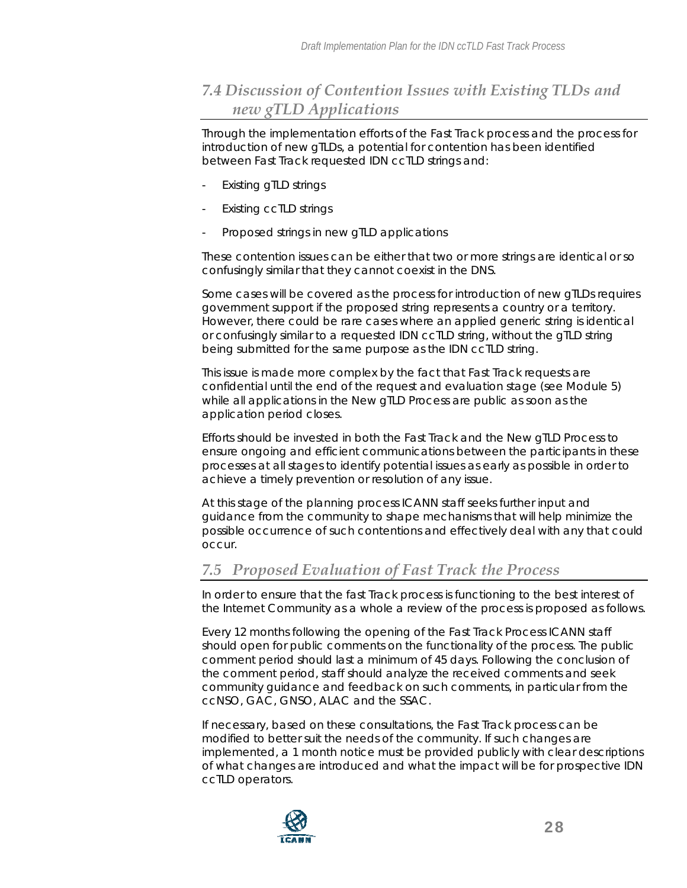## 7.4 Discussion of Contention Issues with Existing TLDs and new gTLD Applications

Through the implementation efforts of the Fast Track process and the process for introduction of new gTLDs, a potential for contention has been identified between Fast Track requested IDN ccTLD strings and:

- Existing gTLD strings
- Existing ccTLD strings
- Proposed strings in new gTLD applications

These contention issues can be either that two or more strings are identical or so confusingly similar that they cannot coexist in the DNS.

Some cases will be covered as the process for introduction of new gTLDs requires government support if the proposed string represents a country or a territory. However, there could be rare cases where an applied generic string is identical or confusingly similar to a requested IDN ccTLD string, without the gTLD string being submitted for the same purpose as the IDN ccTLD string.

This issue is made more complex by the fact that Fast Track requests are confidential until the end of the request and evaluation stage (see Module 5) while all applications in the New gTLD Process are public as soon as the application period closes.

Efforts should be invested in both the Fast Track and the New gTLD Process to ensure ongoing and efficient communications between the participants in these processes at all stages to identify potential issues as early as possible in order to achieve a timely prevention or resolution of any issue.

At this stage of the planning process ICANN staff seeks further input and guidance from the community to shape mechanisms that will help minimize the possible occurrence of such contentions and effectively deal with any that could occur.

## 7.5 Proposed Evaluation of Fast Track the Process

In order to ensure that the fast Track process is functioning to the best interest of the Internet Community as a whole a review of the process is proposed as follows.

Every 12 months following the opening of the Fast Track Process ICANN staff should open for public comments on the functionality of the process. The public comment period should last a minimum of 45 days. Following the conclusion of the comment period, staff should analyze the received comments and seek community guidance and feedback on such comments, in particular from the ccNSO, GAC, GNSO, ALAC and the SSAC.

If necessary, based on these consultations, the Fast Track process can be modified to better suit the needs of the community. If such changes are implemented, a 1 month notice must be provided publicly with clear descriptions of what changes are introduced and what the impact will be for prospective IDN ccTLD operators.